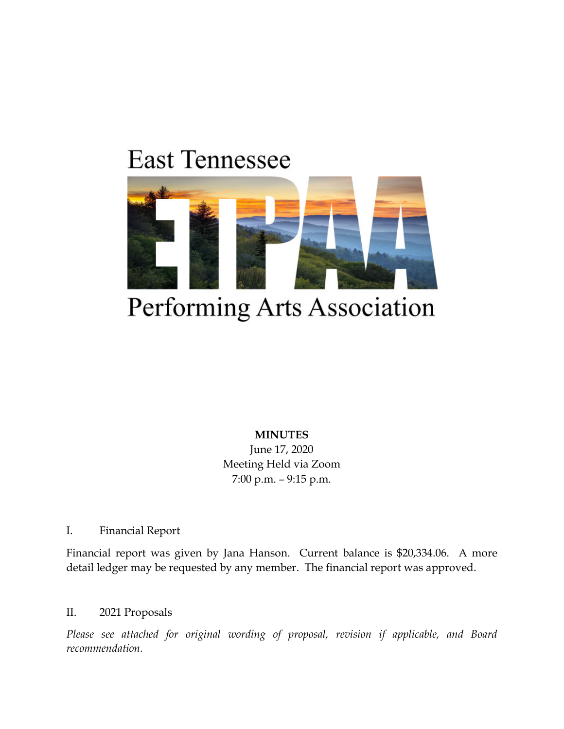East Tennessee

ETPAA

Performing Arts Association

**MINUTES**

June 17, 2020

Meeting Held via Zoom

7:00 p.m. – 9:15 p.m.

I. Financial Report

Financial report was given by Jana Hanson. Current balance is $20,334.06. A more detail ledger may be requested by any member. The financial report was approved.

II. 2021 Proposals

*Please see attached for original wording of proposal, revision if applicable, and Board recommendation.*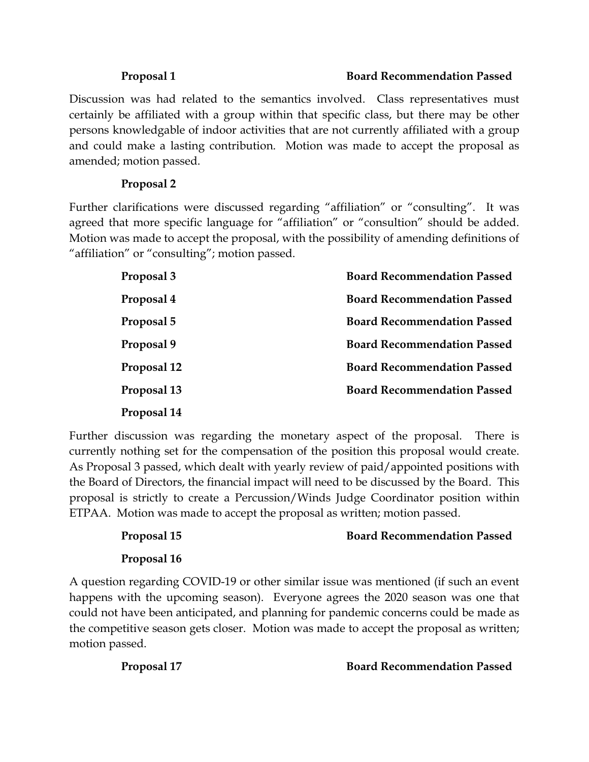**Proposal 1** **Board Recommendation Passed**

Discussion was had related to the semantics involved. Class representatives must certainly be affiliated with a group within that specific class, but there may be other persons knowledgable of indoor activities that are not currently affiliated with a group and could make a lasting contribution. Motion was made to accept the proposal as amended; motion passed.

**Proposal 2**

Further clarifications were discussed regarding "affiliation" or "consulting". It was agreed that more specific language for "affiliation" or "consultion" should be added. Motion was made to accept the proposal, with the possibility of amending definitions of "affiliation" or "consulting"; motion passed.

**Proposal 3** **Board Recommendation Passed**

**Proposal 4** **Board Recommendation Passed**

**Proposal 5** **Board Recommendation Passed**

**Proposal 9** **Board Recommendation Passed**

**Proposal 12** **Board Recommendation Passed**

**Proposal 13** **Board Recommendation Passed**

**Proposal 14**

Further discussion was regarding the monetary aspect of the proposal. There is currently nothing set for the compensation of the position this proposal would create. As Proposal 3 passed, which dealt with yearly review of paid/appointed positions with the Board of Directors, the financial impact will need to be discussed by the Board. This proposal is strictly to create a Percussion/Winds Judge Coordinator position within ETPAA. Motion was made to accept the proposal as written; motion passed.

**Proposal 15** **Board Recommendation Passed**

**Proposal 16**

A question regarding COVID-19 or other similar issue was mentioned (if such an event happens with the upcoming season). Everyone agrees the 2020 season was one that could not have been anticipated, and planning for pandemic concerns could be made as the competitive season gets closer. Motion was made to accept the proposal as written; motion passed.

**Proposal 17** **Board Recommendation Passed**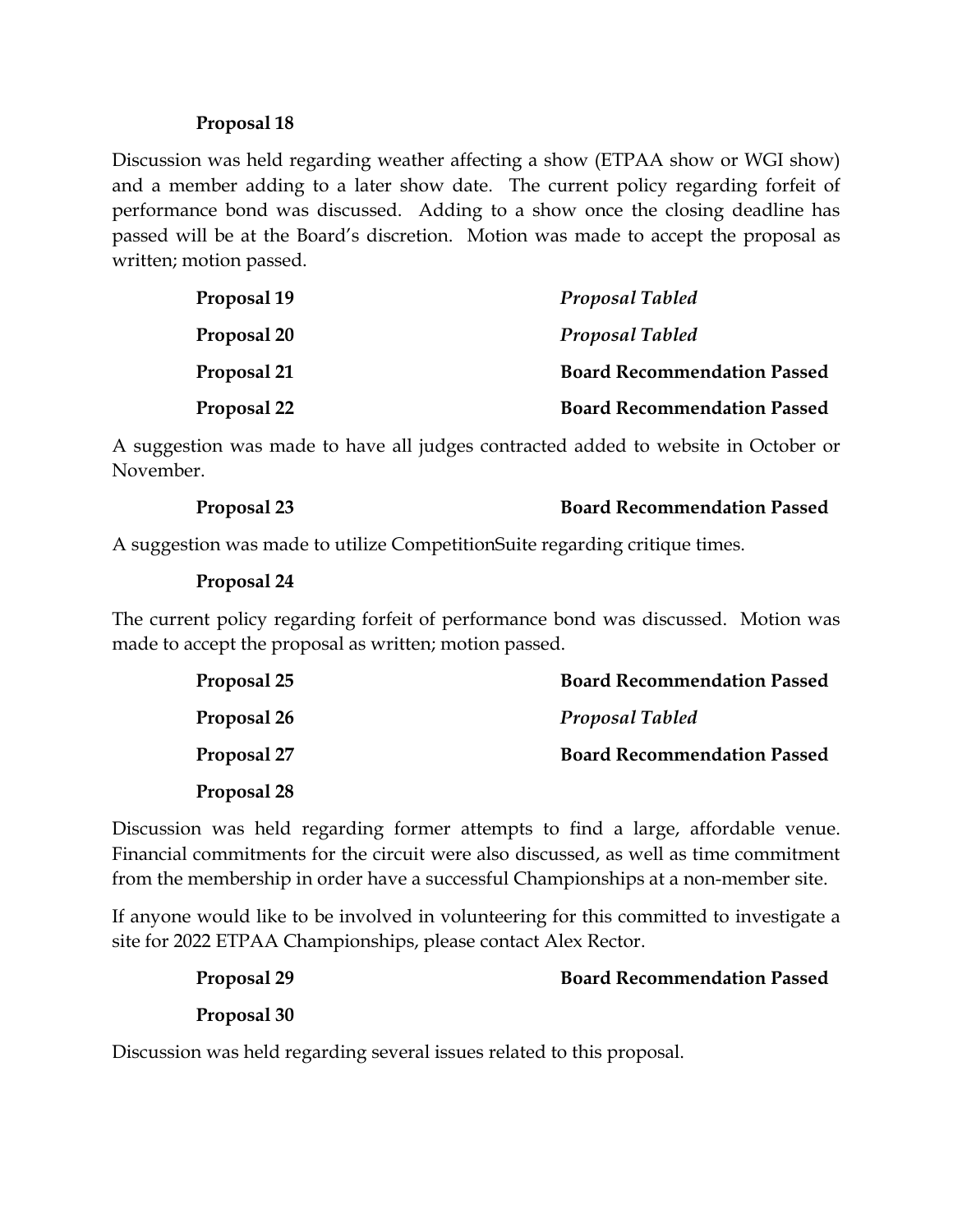**Proposal 18**

Discussion was held regarding weather affecting a show (ETPAA show or WGI show) and a member adding to a later show date. The current policy regarding forfeit of performance bond was discussed. Adding to a show once the closing deadline has passed will be at the Board's discretion. Motion was made to accept the proposal as written; motion passed.

| | |
|---|---|
| **Proposal 19** | ***Proposal Tabled*** |
| **Proposal 20** | ***Proposal Tabled*** |
| **Proposal 21** | **Board Recommendation Passed** |
| **Proposal 22** | **Board Recommendation Passed** |

A suggestion was made to have all judges contracted added to website in October or November.

| | |
|---|---|
| **Proposal 23** | **Board Recommendation Passed** |

A suggestion was made to utilize CompetitionSuite regarding critique times.

**Proposal 24**

The current policy regarding forfeit of performance bond was discussed. Motion was made to accept the proposal as written; motion passed.

| | |
|---|---|
| **Proposal 25** | **Board Recommendation Passed** |
| **Proposal 26** | ***Proposal Tabled*** |
| **Proposal 27** | **Board Recommendation Passed** |

**Proposal 28**

Discussion was held regarding former attempts to find a large, affordable venue. Financial commitments for the circuit were also discussed, as well as time commitment from the membership in order have a successful Championships at a non-member site.

If anyone would like to be involved in volunteering for this committed to investigate a site for 2022 ETPAA Championships, please contact Alex Rector.

| | |
|---|---|
| **Proposal 29** | **Board Recommendation Passed** |

**Proposal 30**

Discussion was held regarding several issues related to this proposal.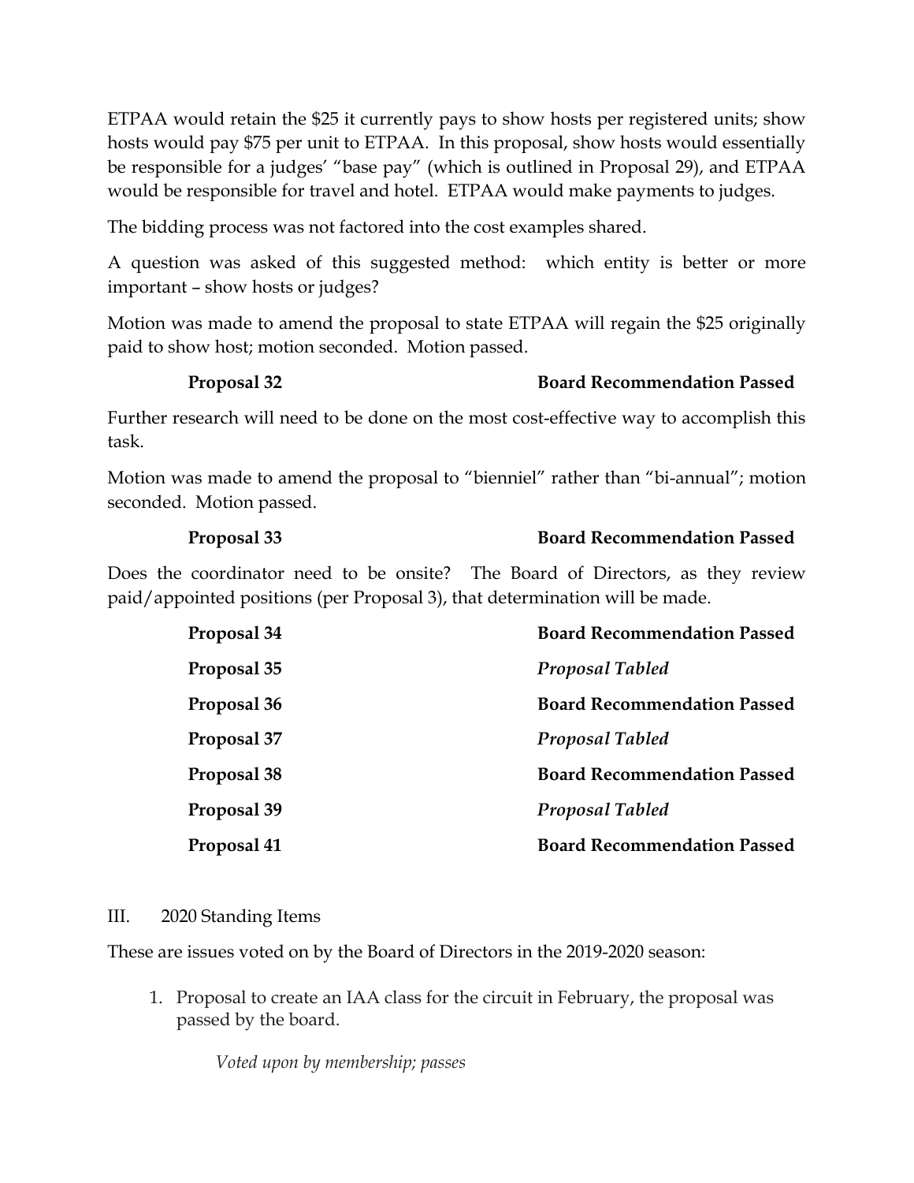ETPAA would retain the $25 it currently pays to show hosts per registered units; show hosts would pay $75 per unit to ETPAA. In this proposal, show hosts would essentially be responsible for a judges' "base pay" (which is outlined in Proposal 29), and ETPAA would be responsible for travel and hotel. ETPAA would make payments to judges.

The bidding process was not factored into the cost examples shared.

A question was asked of this suggested method: which entity is better or more important – show hosts or judges?

Motion was made to amend the proposal to state ETPAA will regain the $25 originally paid to show host; motion seconded. Motion passed.

| | |
|---|---|
| **Proposal 32** | **Board Recommendation Passed** |

Further research will need to be done on the most cost-effective way to accomplish this task.

Motion was made to amend the proposal to "bienniel" rather than "bi-annual"; motion seconded. Motion passed.

| | |
|---|---|
| **Proposal 33** | **Board Recommendation Passed** |

Does the coordinator need to be onsite? The Board of Directors, as they review paid/appointed positions (per Proposal 3), that determination will be made.

| | |
|---|---|
| **Proposal 34** | **Board Recommendation Passed** |
| **Proposal 35** | ***Proposal Tabled*** |
| **Proposal 36** | **Board Recommendation Passed** |
| **Proposal 37** | ***Proposal Tabled*** |
| **Proposal 38** | **Board Recommendation Passed** |
| **Proposal 39** | ***Proposal Tabled*** |
| **Proposal 41** | **Board Recommendation Passed** |

III. 2020 Standing Items

These are issues voted on by the Board of Directors in the 2019-2020 season:

1. Proposal to create an IAA class for the circuit in February, the proposal was passed by the board.

   *Voted upon by membership; passes*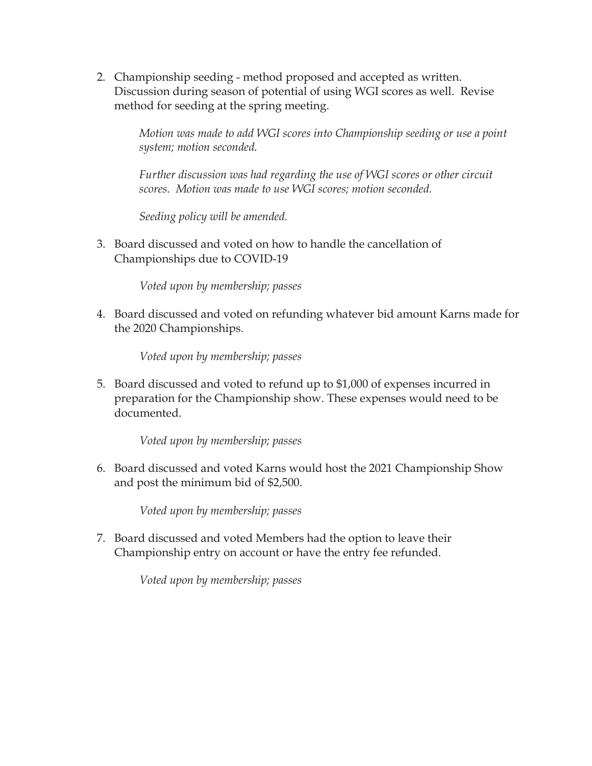2. Championship seeding - method proposed and accepted as written. Discussion during season of potential of using WGI scores as well. Revise method for seeding at the spring meeting.

   *Motion was made to add WGI scores into Championship seeding or use a point system; motion seconded.*

   *Further discussion was had regarding the use of WGI scores or other circuit scores. Motion was made to use WGI scores; motion seconded.*

   *Seeding policy will be amended.*

3. Board discussed and voted on how to handle the cancellation of Championships due to COVID-19

   *Voted upon by membership; passes*

4. Board discussed and voted on refunding whatever bid amount Karns made for the 2020 Championships.

   *Voted upon by membership; passes*

5. Board discussed and voted to refund up to $1,000 of expenses incurred in preparation for the Championship show. These expenses would need to be documented.

   *Voted upon by membership; passes*

6. Board discussed and voted Karns would host the 2021 Championship Show and post the minimum bid of $2,500.

   *Voted upon by membership; passes*

7. Board discussed and voted Members had the option to leave their Championship entry on account or have the entry fee refunded.

   *Voted upon by membership; passes*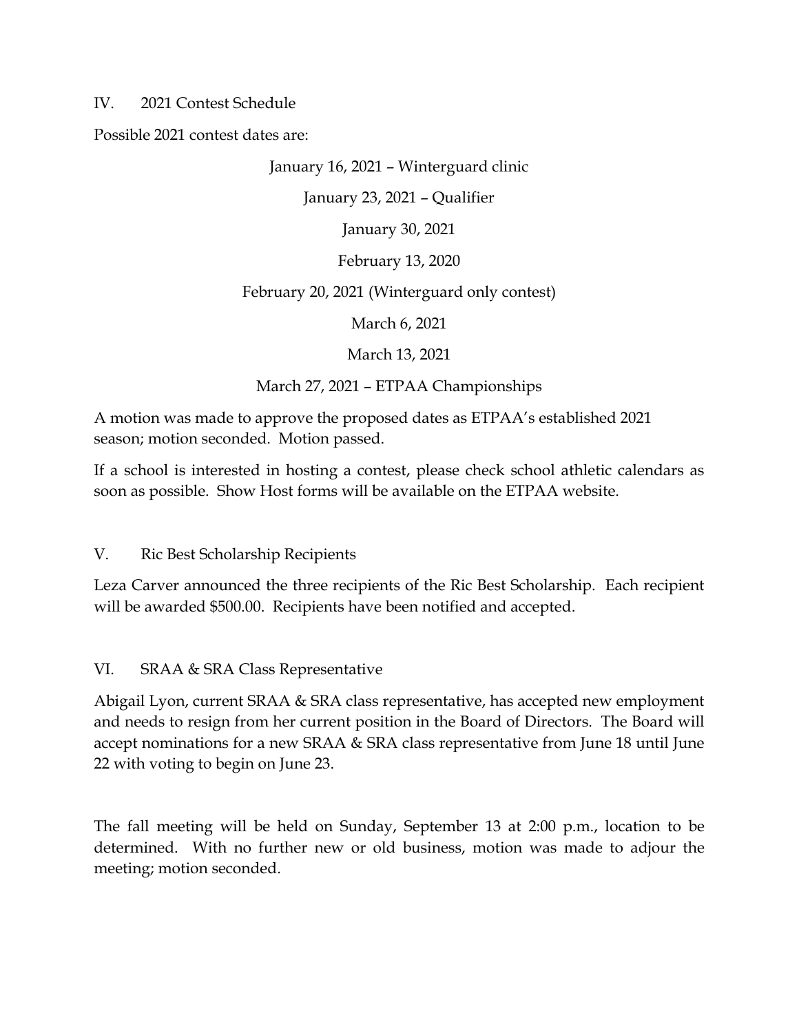## IV. 2021 Contest Schedule

Possible 2021 contest dates are:

January 16, 2021 – Winterguard clinic

January 23, 2021 – Qualifier

January 30, 2021

February 13, 2020

February 20, 2021 (Winterguard only contest)

March 6, 2021

March 13, 2021

March 27, 2021 – ETPAA Championships

A motion was made to approve the proposed dates as ETPAA's established 2021 season; motion seconded. Motion passed.

If a school is interested in hosting a contest, please check school athletic calendars as soon as possible. Show Host forms will be available on the ETPAA website.

## V. Ric Best Scholarship Recipients

Leza Carver announced the three recipients of the Ric Best Scholarship. Each recipient will be awarded $500.00. Recipients have been notified and accepted.

## VI. SRAA & SRA Class Representative

Abigail Lyon, current SRAA & SRA class representative, has accepted new employment and needs to resign from her current position in the Board of Directors. The Board will accept nominations for a new SRAA & SRA class representative from June 18 until June 22 with voting to begin on June 23.

The fall meeting will be held on Sunday, September 13 at 2:00 p.m., location to be determined. With no further new or old business, motion was made to adjour the meeting; motion seconded.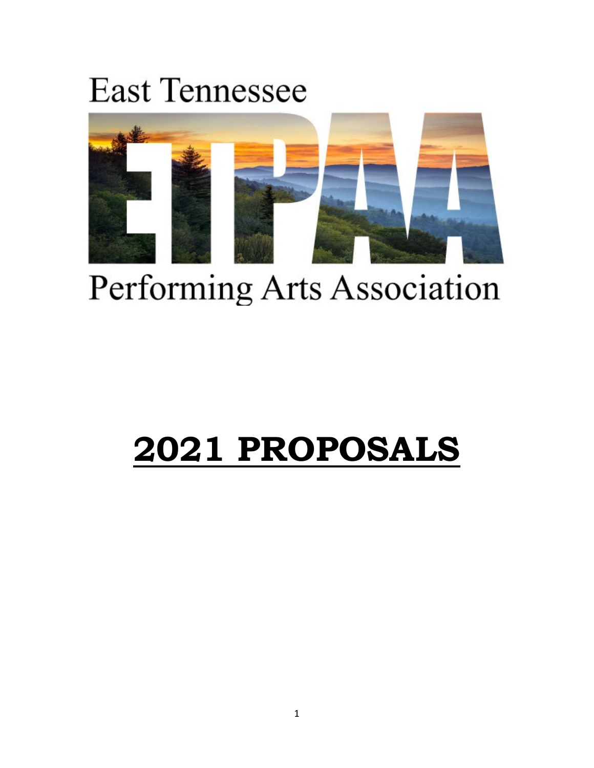East Tennessee

ETPAA

Performing Arts Association

# 2021 PROPOSALS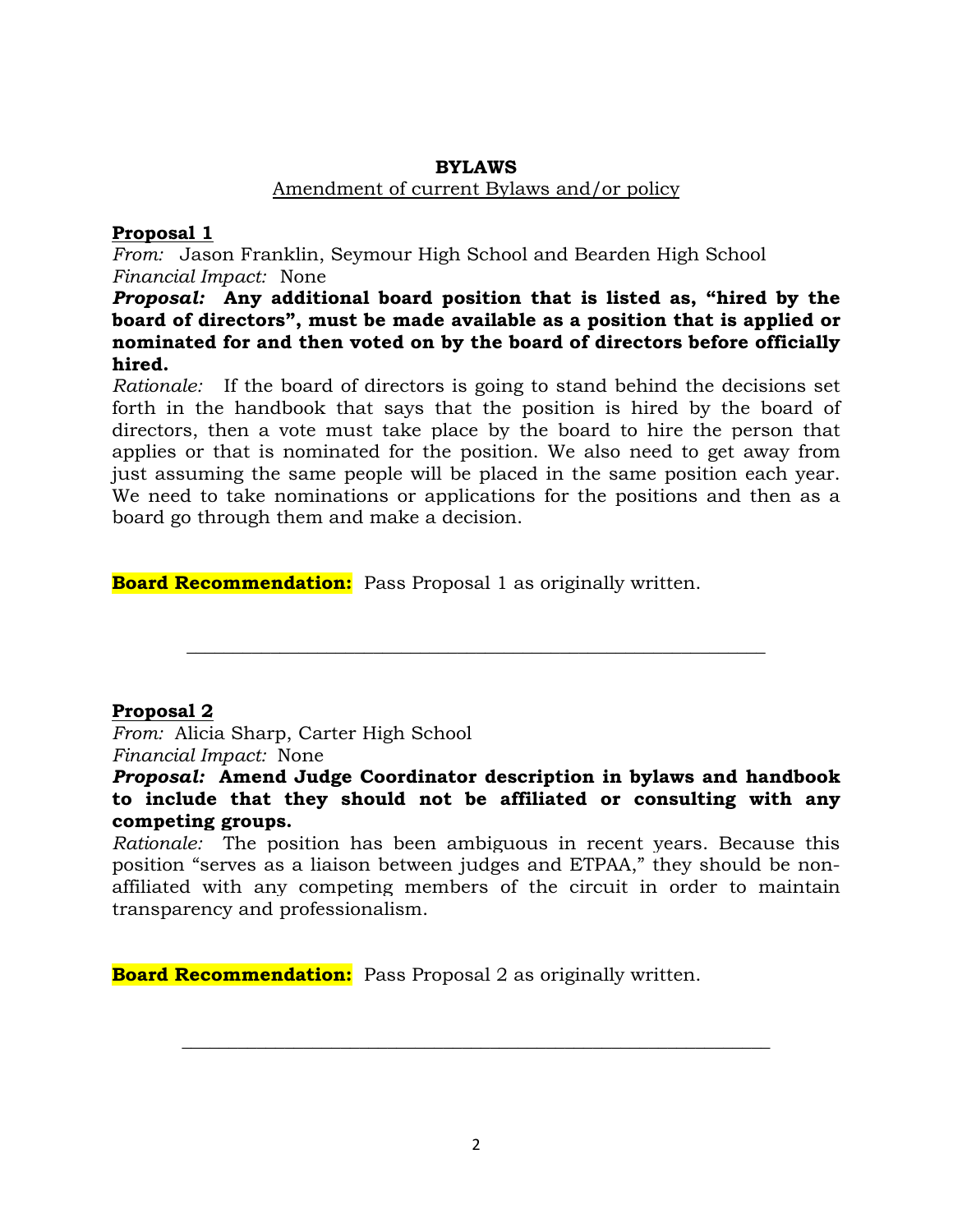**BYLAWS**

Amendment of current Bylaws and/or policy

**Proposal 1**

*From:* Jason Franklin, Seymour High School and Bearden High School

*Financial Impact:* None

***Proposal:*** **Any additional board position that is listed as, "hired by the board of directors", must be made available as a position that is applied or nominated for and then voted on by the board of directors before officially hired.**

*Rationale:* If the board of directors is going to stand behind the decisions set forth in the handbook that says that the position is hired by the board of directors, then a vote must take place by the board to hire the person that applies or that is nominated for the position. We also need to get away from just assuming the same people will be placed in the same position each year. We need to take nominations or applications for the positions and then as a board go through them and make a decision.

**Board Recommendation:** Pass Proposal 1 as originally written.

---

**Proposal 2**

*From:* Alicia Sharp, Carter High School

*Financial Impact:* None

***Proposal:*** **Amend Judge Coordinator description in bylaws and handbook to include that they should not be affiliated or consulting with any competing groups.**

*Rationale:* The position has been ambiguous in recent years. Because this position "serves as a liaison between judges and ETPAA," they should be non-affiliated with any competing members of the circuit in order to maintain transparency and professionalism.

**Board Recommendation:** Pass Proposal 2 as originally written.

---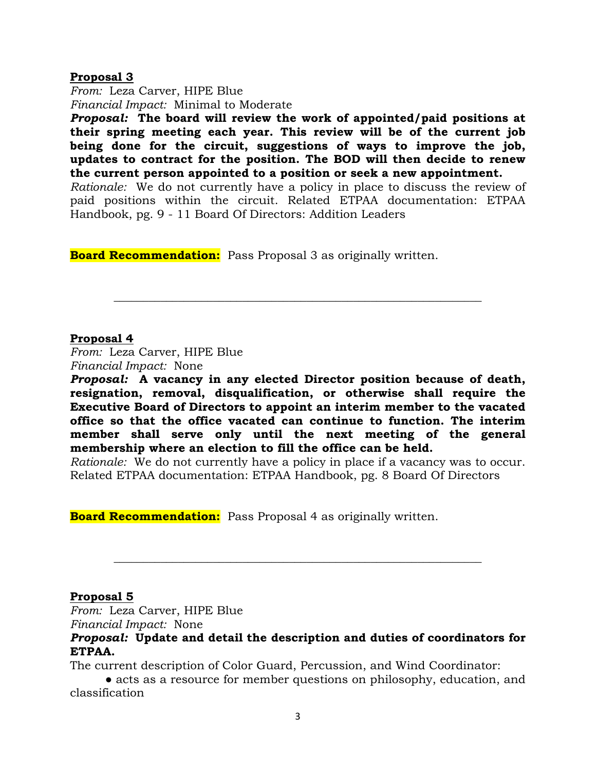**Proposal 3**

*From:* Leza Carver, HIPE Blue

*Financial Impact:* Minimal to Moderate

***Proposal:*** **The board will review the work of appointed/paid positions at their spring meeting each year. This review will be of the current job being done for the circuit, suggestions of ways to improve the job, updates to contract for the position. The BOD will then decide to renew the current person appointed to a position or seek a new appointment.**

*Rationale:* We do not currently have a policy in place to discuss the review of paid positions within the circuit. Related ETPAA documentation: ETPAA Handbook, pg. 9 - 11 Board Of Directors: Addition Leaders

**Board Recommendation:** Pass Proposal 3 as originally written.

---

**Proposal 4**

*From:* Leza Carver, HIPE Blue

*Financial Impact:* None

***Proposal:*** **A vacancy in any elected Director position because of death, resignation, removal, disqualification, or otherwise shall require the Executive Board of Directors to appoint an interim member to the vacated office so that the office vacated can continue to function. The interim member shall serve only until the next meeting of the general membership where an election to fill the office can be held.**

*Rationale:* We do not currently have a policy in place if a vacancy was to occur. Related ETPAA documentation: ETPAA Handbook, pg. 8 Board Of Directors

**Board Recommendation:** Pass Proposal 4 as originally written.

---

**Proposal 5**

*From:* Leza Carver, HIPE Blue

*Financial Impact:* None

***Proposal:*** **Update and detail the description and duties of coordinators for ETPAA.**

The current description of Color Guard, Percussion, and Wind Coordinator:

- acts as a resource for member questions on philosophy, education, and classification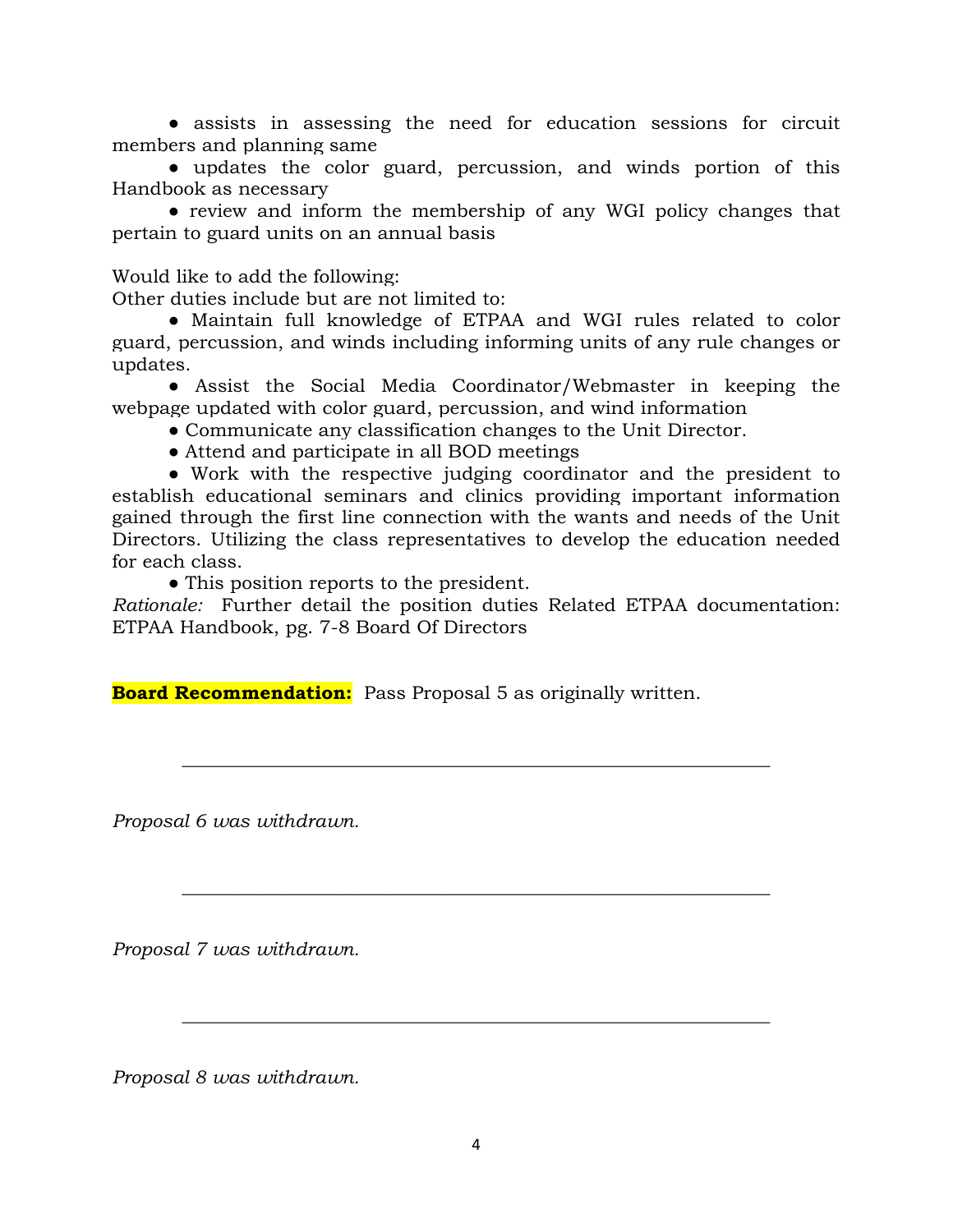- assists in assessing the need for education sessions for circuit members and planning same
- updates the color guard, percussion, and winds portion of this Handbook as necessary
- review and inform the membership of any WGI policy changes that pertain to guard units on an annual basis

Would like to add the following:
Other duties include but are not limited to:

- Maintain full knowledge of ETPAA and WGI rules related to color guard, percussion, and winds including informing units of any rule changes or updates.
- Assist the Social Media Coordinator/Webmaster in keeping the webpage updated with color guard, percussion, and wind information
- Communicate any classification changes to the Unit Director.
- Attend and participate in all BOD meetings
- Work with the respective judging coordinator and the president to establish educational seminars and clinics providing important information gained through the first line connection with the wants and needs of the Unit Directors. Utilizing the class representatives to develop the education needed for each class.
- This position reports to the president.

*Rationale:* Further detail the position duties Related ETPAA documentation: ETPAA Handbook, pg. 7-8 Board Of Directors

**Board Recommendation:** Pass Proposal 5 as originally written.

---

*Proposal 6 was withdrawn.*

---

*Proposal 7 was withdrawn.*

---

*Proposal 8 was withdrawn.*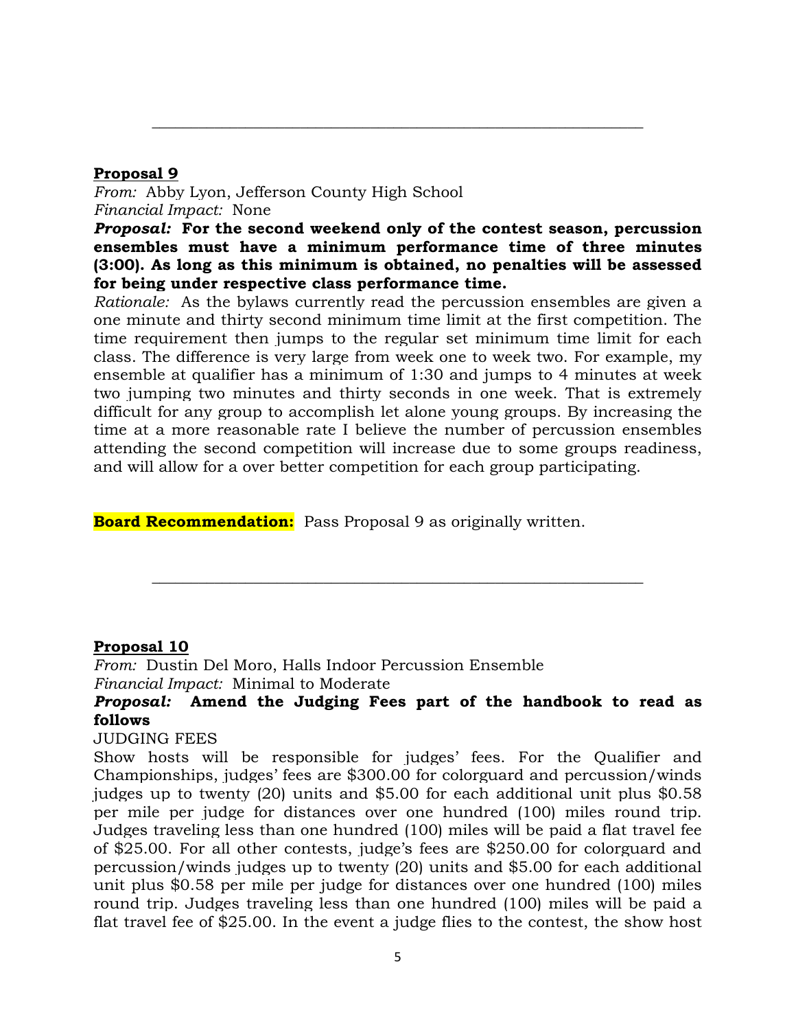---

**Proposal 9**

*From:* Abby Lyon, Jefferson County High School
*Financial Impact:* None

***Proposal:*** **For the second weekend only of the contest season, percussion ensembles must have a minimum performance time of three minutes (3:00). As long as this minimum is obtained, no penalties will be assessed for being under respective class performance time.**

*Rationale:* As the bylaws currently read the percussion ensembles are given a one minute and thirty second minimum time limit at the first competition. The time requirement then jumps to the regular set minimum time limit for each class. The difference is very large from week one to week two. For example, my ensemble at qualifier has a minimum of 1:30 and jumps to 4 minutes at week two jumping two minutes and thirty seconds in one week. That is extremely difficult for any group to accomplish let alone young groups. By increasing the time at a more reasonable rate I believe the number of percussion ensembles attending the second competition will increase due to some groups readiness, and will allow for a over better competition for each group participating.

**Board Recommendation:** Pass Proposal 9 as originally written.

---

**Proposal 10**

*From:* Dustin Del Moro, Halls Indoor Percussion Ensemble
*Financial Impact:* Minimal to Moderate

***Proposal:*** **Amend the Judging Fees part of the handbook to read as follows**

JUDGING FEES

Show hosts will be responsible for judges' fees. For the Qualifier and Championships, judges' fees are $300.00 for colorguard and percussion/winds judges up to twenty (20) units and $5.00 for each additional unit plus $0.58 per mile per judge for distances over one hundred (100) miles round trip. Judges traveling less than one hundred (100) miles will be paid a flat travel fee of $25.00. For all other contests, judge's fees are $250.00 for colorguard and percussion/winds judges up to twenty (20) units and $5.00 for each additional unit plus $0.58 per mile per judge for distances over one hundred (100) miles round trip. Judges traveling less than one hundred (100) miles will be paid a flat travel fee of $25.00. In the event a judge flies to the contest, the show host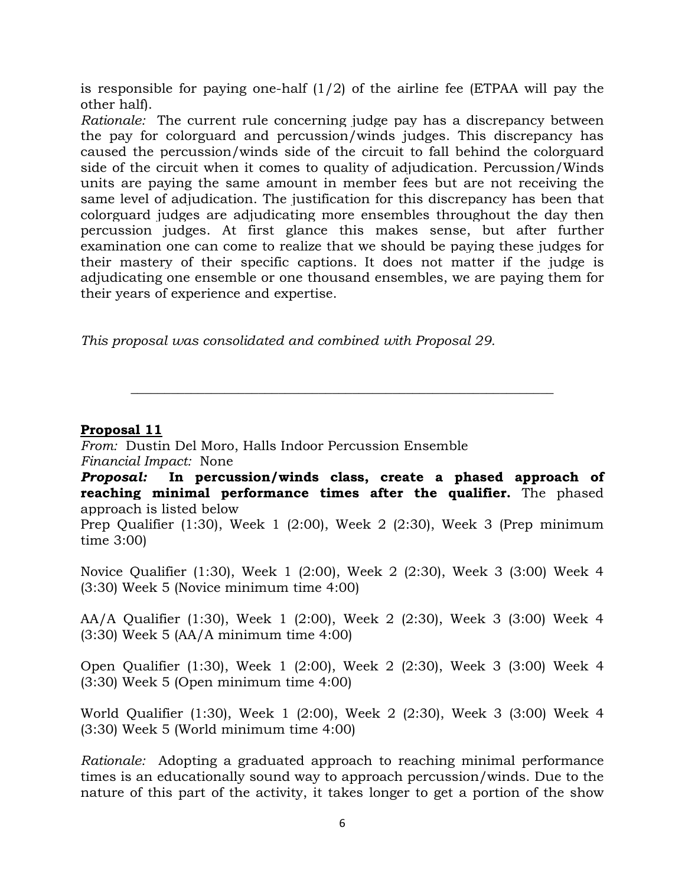is responsible for paying one-half (1/2) of the airline fee (ETPAA will pay the other half).

*Rationale:* The current rule concerning judge pay has a discrepancy between the pay for colorguard and percussion/winds judges. This discrepancy has caused the percussion/winds side of the circuit to fall behind the colorguard side of the circuit when it comes to quality of adjudication. Percussion/Winds units are paying the same amount in member fees but are not receiving the same level of adjudication. The justification for this discrepancy has been that colorguard judges are adjudicating more ensembles throughout the day then percussion judges. At first glance this makes sense, but after further examination one can come to realize that we should be paying these judges for their mastery of their specific captions. It does not matter if the judge is adjudicating one ensemble or one thousand ensembles, we are paying them for their years of experience and expertise.

*This proposal was consolidated and combined with Proposal 29.*

---

**Proposal 11**

*From:* Dustin Del Moro, Halls Indoor Percussion Ensemble

*Financial Impact:* None

***Proposal:*** **In percussion/winds class, create a phased approach of reaching minimal performance times after the qualifier.** The phased approach is listed below

Prep Qualifier (1:30), Week 1 (2:00), Week 2 (2:30), Week 3 (Prep minimum time 3:00)

Novice Qualifier (1:30), Week 1 (2:00), Week 2 (2:30), Week 3 (3:00) Week 4 (3:30) Week 5 (Novice minimum time 4:00)

AA/A Qualifier (1:30), Week 1 (2:00), Week 2 (2:30), Week 3 (3:00) Week 4 (3:30) Week 5 (AA/A minimum time 4:00)

Open Qualifier (1:30), Week 1 (2:00), Week 2 (2:30), Week 3 (3:00) Week 4 (3:30) Week 5 (Open minimum time 4:00)

World Qualifier (1:30), Week 1 (2:00), Week 2 (2:30), Week 3 (3:00) Week 4 (3:30) Week 5 (World minimum time 4:00)

*Rationale:* Adopting a graduated approach to reaching minimal performance times is an educationally sound way to approach percussion/winds. Due to the nature of this part of the activity, it takes longer to get a portion of the show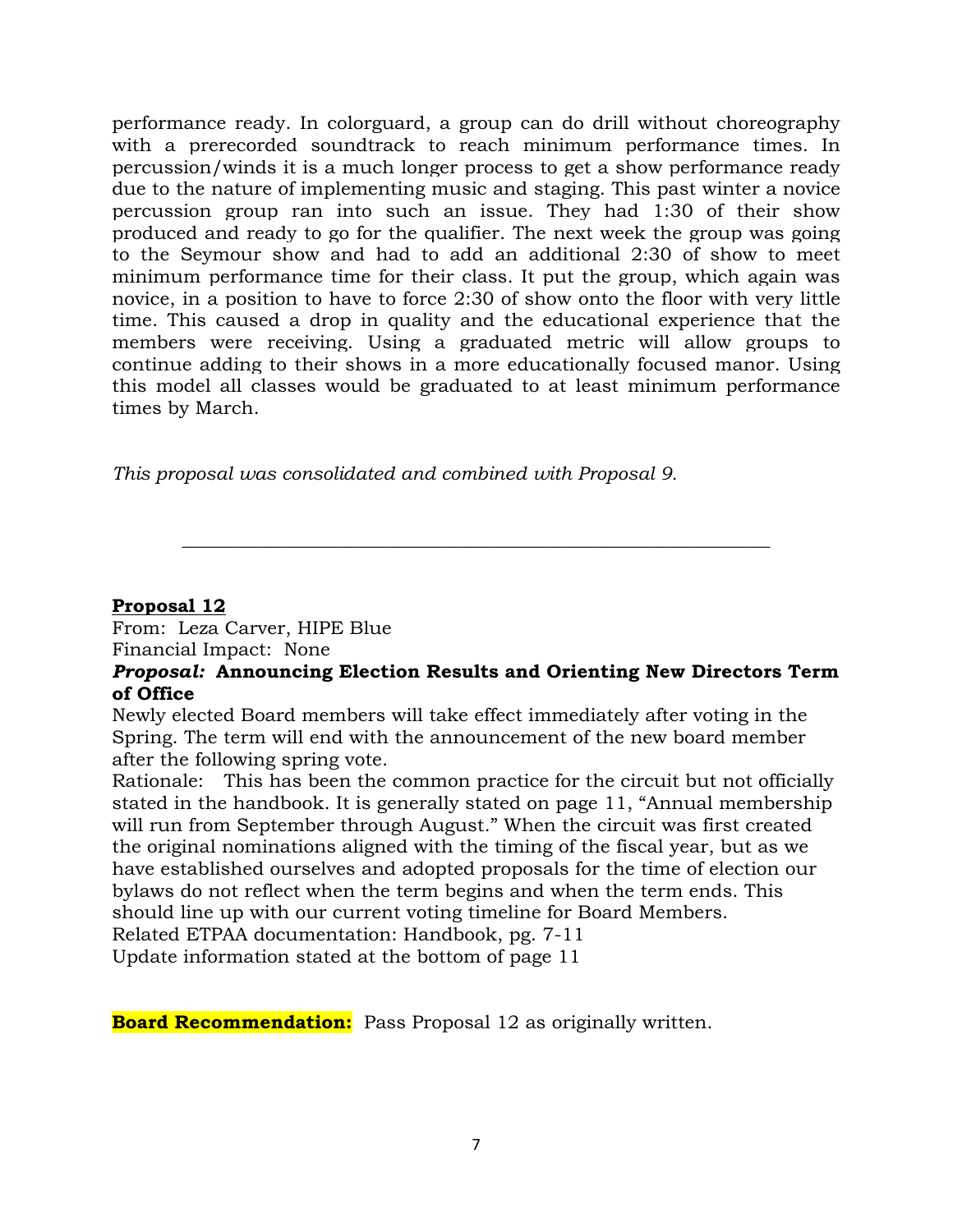performance ready. In colorguard, a group can do drill without choreography with a prerecorded soundtrack to reach minimum performance times. In percussion/winds it is a much longer process to get a show performance ready due to the nature of implementing music and staging. This past winter a novice percussion group ran into such an issue. They had 1:30 of their show produced and ready to go for the qualifier. The next week the group was going to the Seymour show and had to add an additional 2:30 of show to meet minimum performance time for their class. It put the group, which again was novice, in a position to have to force 2:30 of show onto the floor with very little time. This caused a drop in quality and the educational experience that the members were receiving. Using a graduated metric will allow groups to continue adding to their shows in a more educationally focused manor. Using this model all classes would be graduated to at least minimum performance times by March.

*This proposal was consolidated and combined with Proposal 9.*

---

**Proposal 12**

From: Leza Carver, HIPE Blue

Financial Impact: None

***Proposal:* Announcing Election Results and Orienting New Directors Term of Office**

Newly elected Board members will take effect immediately after voting in the Spring. The term will end with the announcement of the new board member after the following spring vote.

Rationale: This has been the common practice for the circuit but not officially stated in the handbook. It is generally stated on page 11, "Annual membership will run from September through August." When the circuit was first created the original nominations aligned with the timing of the fiscal year, but as we have established ourselves and adopted proposals for the time of election our bylaws do not reflect when the term begins and when the term ends. This should line up with our current voting timeline for Board Members.

Related ETPAA documentation: Handbook, pg. 7-11

Update information stated at the bottom of page 11

**Board Recommendation:** Pass Proposal 12 as originally written.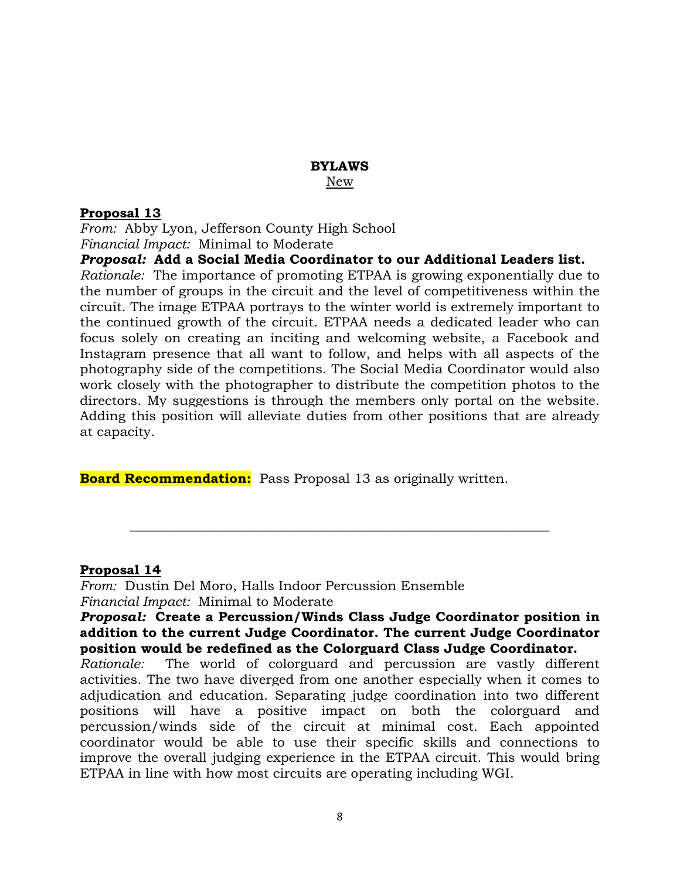## BYLAWS

New

**Proposal 13**

*From:* Abby Lyon, Jefferson County High School

*Financial Impact:* Minimal to Moderate

***Proposal:* Add a Social Media Coordinator to our Additional Leaders list.**

*Rationale:* The importance of promoting ETPAA is growing exponentially due to the number of groups in the circuit and the level of competitiveness within the circuit. The image ETPAA portrays to the winter world is extremely important to the continued growth of the circuit. ETPAA needs a dedicated leader who can focus solely on creating an inciting and welcoming website, a Facebook and Instagram presence that all want to follow, and helps with all aspects of the photography side of the competitions. The Social Media Coordinator would also work closely with the photographer to distribute the competition photos to the directors. My suggestions is through the members only portal on the website. Adding this position will alleviate duties from other positions that are already at capacity.

**Board Recommendation:** Pass Proposal 13 as originally written.

---

**Proposal 14**

*From:* Dustin Del Moro, Halls Indoor Percussion Ensemble

*Financial Impact:* Minimal to Moderate

***Proposal:* Create a Percussion/Winds Class Judge Coordinator position in addition to the current Judge Coordinator. The current Judge Coordinator position would be redefined as the Colorguard Class Judge Coordinator.**

*Rationale:* The world of colorguard and percussion are vastly different activities. The two have diverged from one another especially when it comes to adjudication and education. Separating judge coordination into two different positions will have a positive impact on both the colorguard and percussion/winds side of the circuit at minimal cost. Each appointed coordinator would be able to use their specific skills and connections to improve the overall judging experience in the ETPAA circuit. This would bring ETPAA in line with how most circuits are operating including WGI.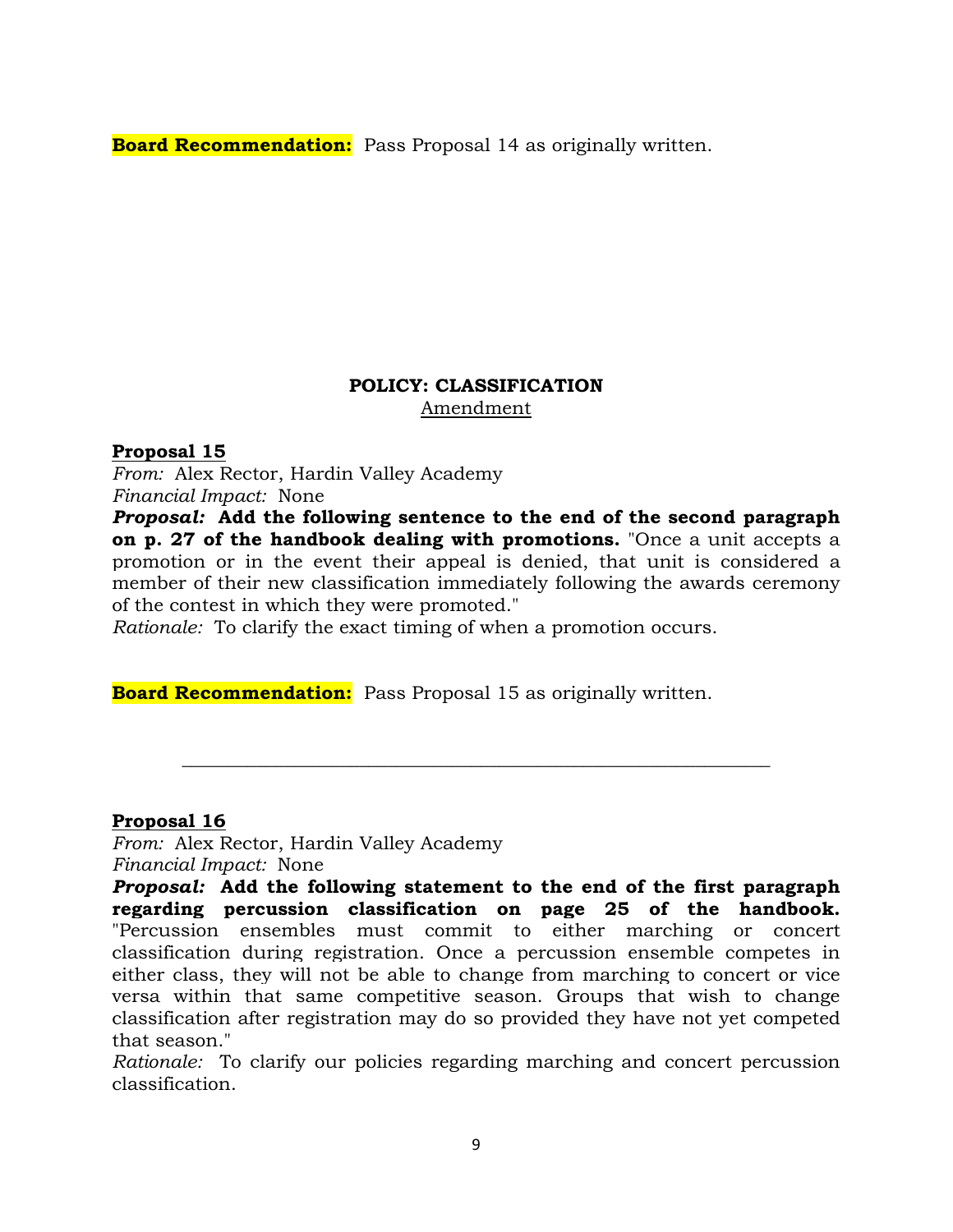**Board Recommendation:** Pass Proposal 14 as originally written.

## POLICY: CLASSIFICATION

Amendment

**Proposal 15**

*From:* Alex Rector, Hardin Valley Academy
*Financial Impact:* None
***Proposal:*** **Add the following sentence to the end of the second paragraph on p. 27 of the handbook dealing with promotions.** "Once a unit accepts a promotion or in the event their appeal is denied, that unit is considered a member of their new classification immediately following the awards ceremony of the contest in which they were promoted."
*Rationale:* To clarify the exact timing of when a promotion occurs.

**Board Recommendation:** Pass Proposal 15 as originally written.

---

**Proposal 16**

*From:* Alex Rector, Hardin Valley Academy
*Financial Impact:* None
***Proposal:*** **Add the following statement to the end of the first paragraph regarding percussion classification on page 25 of the handbook.** "Percussion ensembles must commit to either marching or concert classification during registration. Once a percussion ensemble competes in either class, they will not be able to change from marching to concert or vice versa within that same competitive season. Groups that wish to change classification after registration may do so provided they have not yet competed that season."
*Rationale:* To clarify our policies regarding marching and concert percussion classification.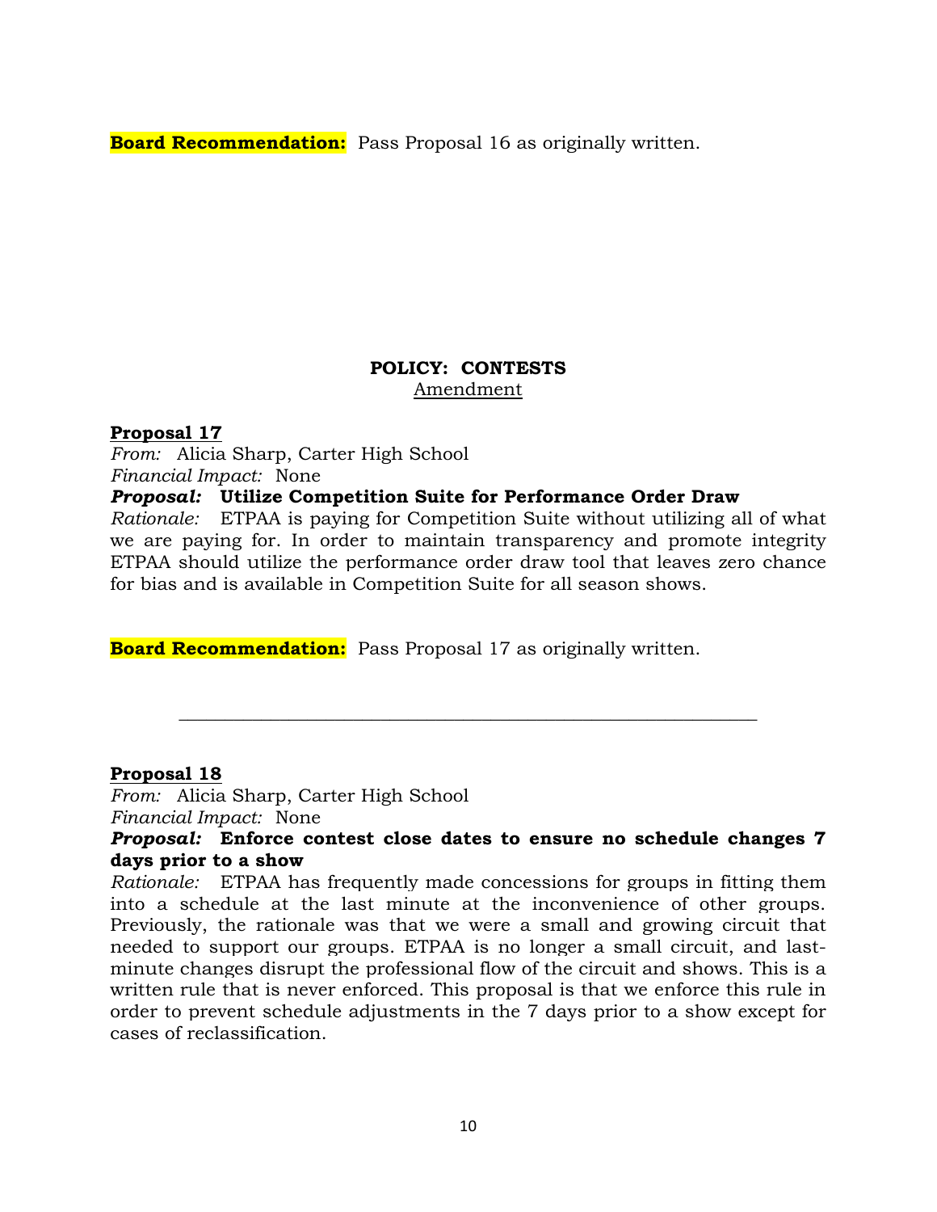**Board Recommendation:** Pass Proposal 16 as originally written.

**POLICY: CONTESTS**

Amendment

**Proposal 17**

*From:* Alicia Sharp, Carter High School

*Financial Impact:* None

***Proposal:*** **Utilize Competition Suite for Performance Order Draw**

*Rationale:* ETPAA is paying for Competition Suite without utilizing all of what we are paying for. In order to maintain transparency and promote integrity ETPAA should utilize the performance order draw tool that leaves zero chance for bias and is available in Competition Suite for all season shows.

**Board Recommendation:** Pass Proposal 17 as originally written.

---

**Proposal 18**

*From:* Alicia Sharp, Carter High School

*Financial Impact:* None

***Proposal:*** **Enforce contest close dates to ensure no schedule changes 7 days prior to a show**

*Rationale:* ETPAA has frequently made concessions for groups in fitting them into a schedule at the last minute at the inconvenience of other groups. Previously, the rationale was that we were a small and growing circuit that needed to support our groups. ETPAA is no longer a small circuit, and last-minute changes disrupt the professional flow of the circuit and shows. This is a written rule that is never enforced. This proposal is that we enforce this rule in order to prevent schedule adjustments in the 7 days prior to a show except for cases of reclassification.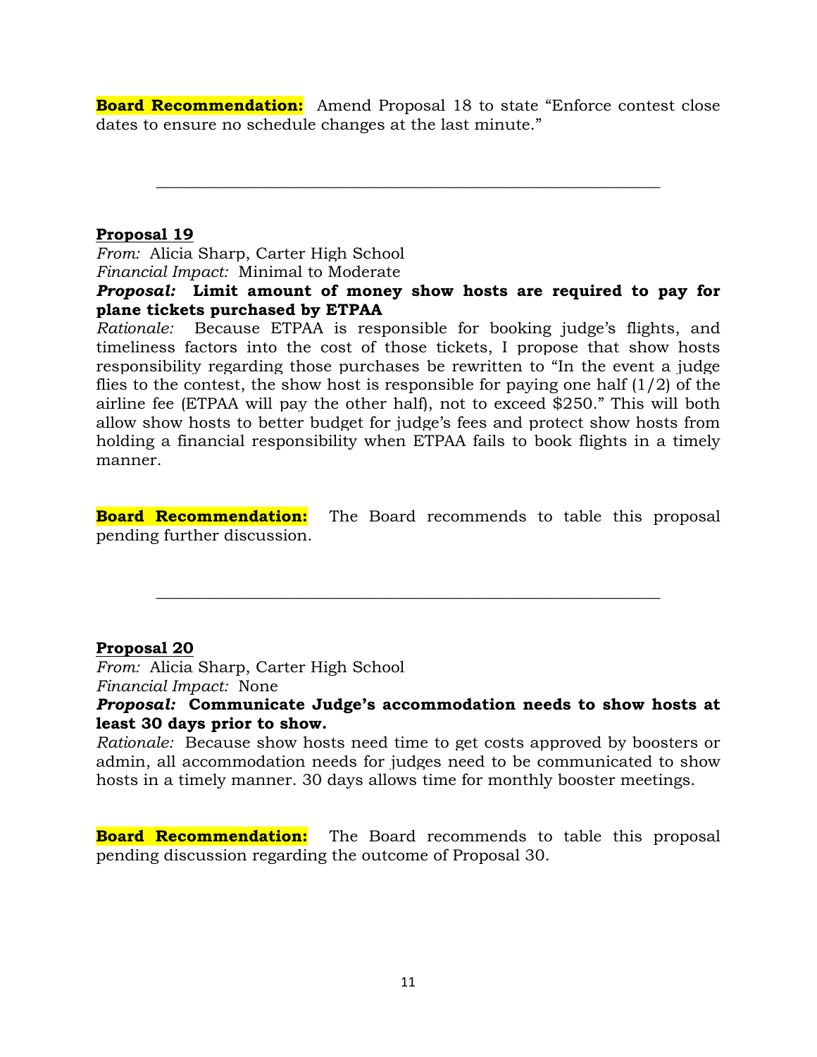**Board Recommendation:** Amend Proposal 18 to state "Enforce contest close dates to ensure no schedule changes at the last minute."

---

**Proposal 19**

*From:* Alicia Sharp, Carter High School
*Financial Impact:* Minimal to Moderate
***Proposal:* Limit amount of money show hosts are required to pay for plane tickets purchased by ETPAA**
*Rationale:* Because ETPAA is responsible for booking judge's flights, and timeliness factors into the cost of those tickets, I propose that show hosts responsibility regarding those purchases be rewritten to "In the event a judge flies to the contest, the show host is responsible for paying one half (1/2) of the airline fee (ETPAA will pay the other half), not to exceed $250." This will both allow show hosts to better budget for judge's fees and protect show hosts from holding a financial responsibility when ETPAA fails to book flights in a timely manner.

**Board Recommendation:** The Board recommends to table this proposal pending further discussion.

---

**Proposal 20**

*From:* Alicia Sharp, Carter High School
*Financial Impact:* None
***Proposal:* Communicate Judge's accommodation needs to show hosts at least 30 days prior to show.**
*Rationale:* Because show hosts need time to get costs approved by boosters or admin, all accommodation needs for judges need to be communicated to show hosts in a timely manner. 30 days allows time for monthly booster meetings.

**Board Recommendation:** The Board recommends to table this proposal pending discussion regarding the outcome of Proposal 30.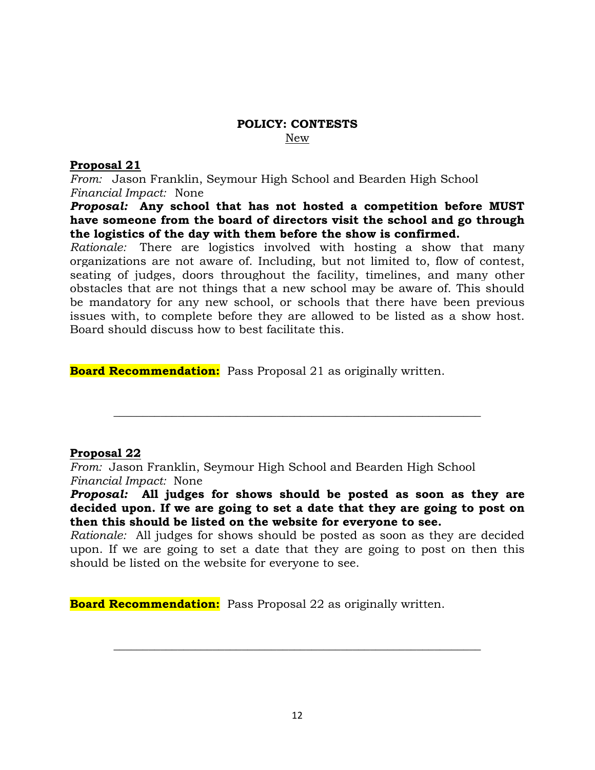## POLICY: CONTESTS

New

**Proposal 21**

*From:* Jason Franklin, Seymour High School and Bearden High School
*Financial Impact:* None

***Proposal:*** **Any school that has not hosted a competition before MUST have someone from the board of directors visit the school and go through the logistics of the day with them before the show is confirmed.**

*Rationale:* There are logistics involved with hosting a show that many organizations are not aware of. Including, but not limited to, flow of contest, seating of judges, doors throughout the facility, timelines, and many other obstacles that are not things that a new school may be aware of. This should be mandatory for any new school, or schools that there have been previous issues with, to complete before they are allowed to be listed as a show host. Board should discuss how to best facilitate this.

**Board Recommendation:** Pass Proposal 21 as originally written.

---

**Proposal 22**

*From:* Jason Franklin, Seymour High School and Bearden High School
*Financial Impact:* None

***Proposal:*** **All judges for shows should be posted as soon as they are decided upon. If we are going to set a date that they are going to post on then this should be listed on the website for everyone to see.**

*Rationale:* All judges for shows should be posted as soon as they are decided upon. If we are going to set a date that they are going to post on then this should be listed on the website for everyone to see.

**Board Recommendation:** Pass Proposal 22 as originally written.

---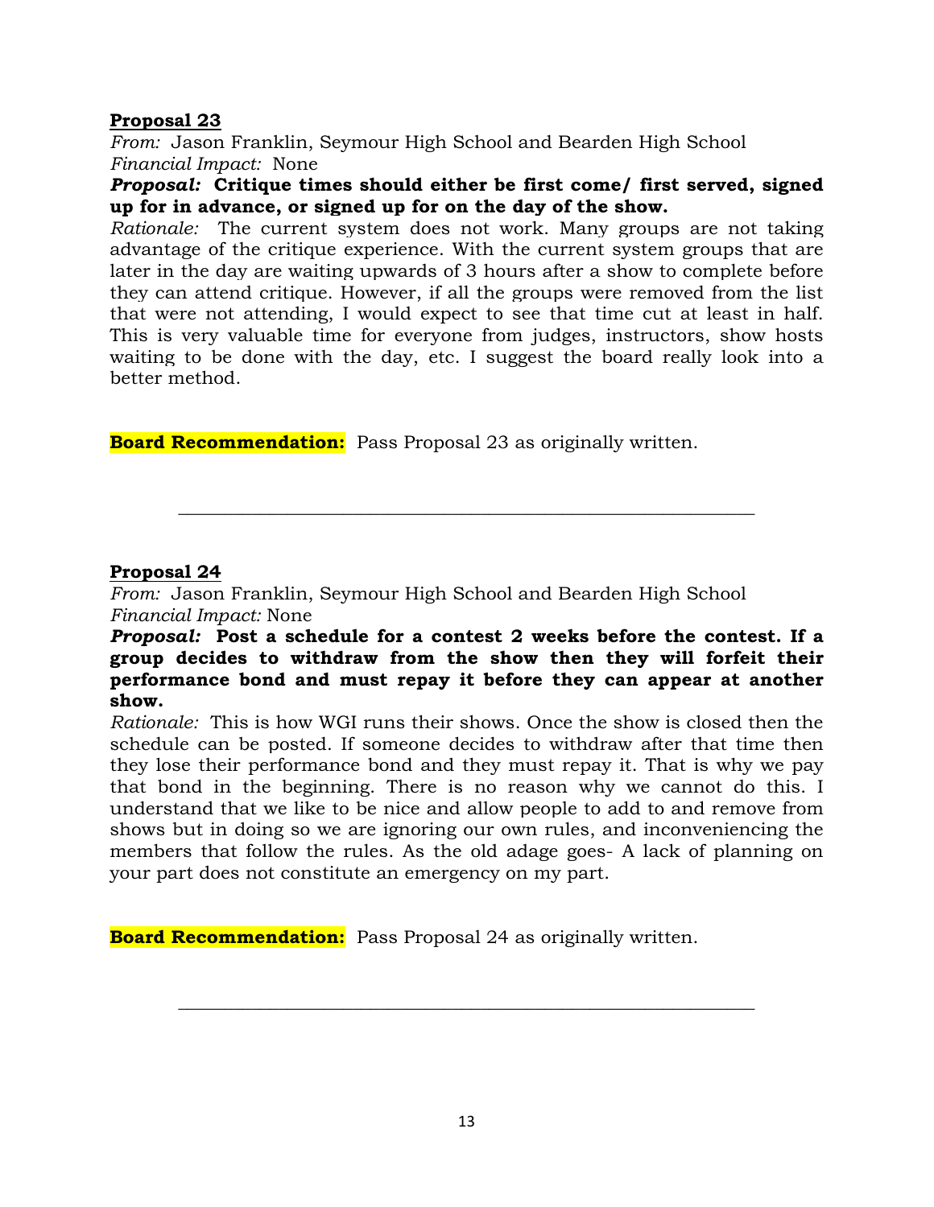**Proposal 23**

*From:* Jason Franklin, Seymour High School and Bearden High School
*Financial Impact:* None

***Proposal:*** **Critique times should either be first come/ first served, signed up for in advance, or signed up for on the day of the show.**

*Rationale:* The current system does not work. Many groups are not taking advantage of the critique experience. With the current system groups that are later in the day are waiting upwards of 3 hours after a show to complete before they can attend critique. However, if all the groups were removed from the list that were not attending, I would expect to see that time cut at least in half. This is very valuable time for everyone from judges, instructors, show hosts waiting to be done with the day, etc. I suggest the board really look into a better method.

**Board Recommendation:** Pass Proposal 23 as originally written.

---

**Proposal 24**

*From:* Jason Franklin, Seymour High School and Bearden High School
*Financial Impact:* None

***Proposal:*** **Post a schedule for a contest 2 weeks before the contest. If a group decides to withdraw from the show then they will forfeit their performance bond and must repay it before they can appear at another show.**

*Rationale:* This is how WGI runs their shows. Once the show is closed then the schedule can be posted. If someone decides to withdraw after that time then they lose their performance bond and they must repay it. That is why we pay that bond in the beginning. There is no reason why we cannot do this. I understand that we like to be nice and allow people to add to and remove from shows but in doing so we are ignoring our own rules, and inconveniencing the members that follow the rules. As the old adage goes- A lack of planning on your part does not constitute an emergency on my part.

**Board Recommendation:** Pass Proposal 24 as originally written.

---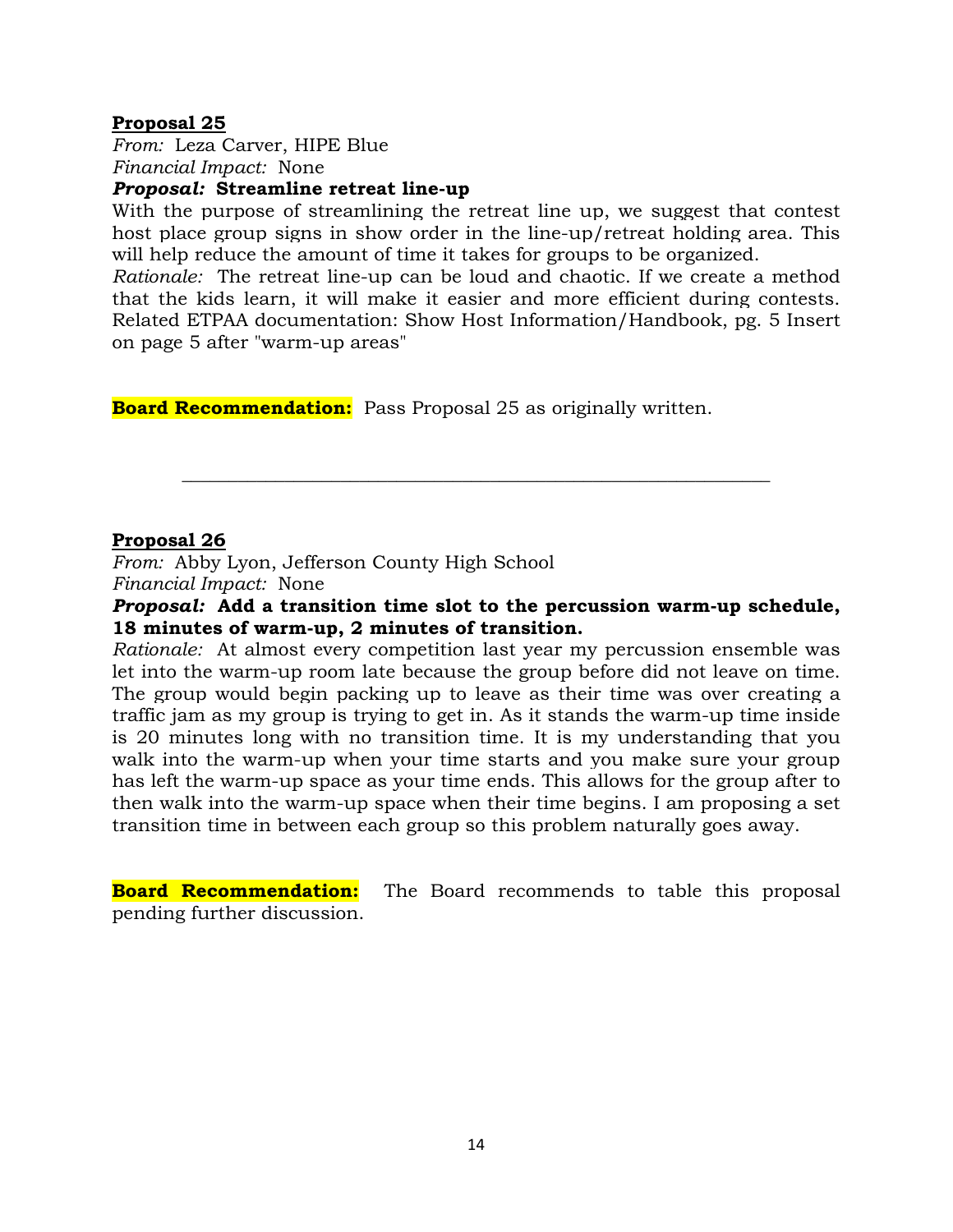**Proposal 25**

*From:* Leza Carver, HIPE Blue

*Financial Impact:* None

***Proposal:* Streamline retreat line-up**

With the purpose of streamlining the retreat line up, we suggest that contest host place group signs in show order in the line-up/retreat holding area. This will help reduce the amount of time it takes for groups to be organized.

*Rationale:* The retreat line-up can be loud and chaotic. If we create a method that the kids learn, it will make it easier and more efficient during contests. Related ETPAA documentation: Show Host Information/Handbook, pg. 5 Insert on page 5 after "warm-up areas"

**Board Recommendation:** Pass Proposal 25 as originally written.

---

**Proposal 26**

*From:* Abby Lyon, Jefferson County High School

*Financial Impact:* None

***Proposal:* Add a transition time slot to the percussion warm-up schedule, 18 minutes of warm-up, 2 minutes of transition.**

*Rationale:* At almost every competition last year my percussion ensemble was let into the warm-up room late because the group before did not leave on time. The group would begin packing up to leave as their time was over creating a traffic jam as my group is trying to get in. As it stands the warm-up time inside is 20 minutes long with no transition time. It is my understanding that you walk into the warm-up when your time starts and you make sure your group has left the warm-up space as your time ends. This allows for the group after to then walk into the warm-up space when their time begins. I am proposing a set transition time in between each group so this problem naturally goes away.

**Board Recommendation:** The Board recommends to table this proposal pending further discussion.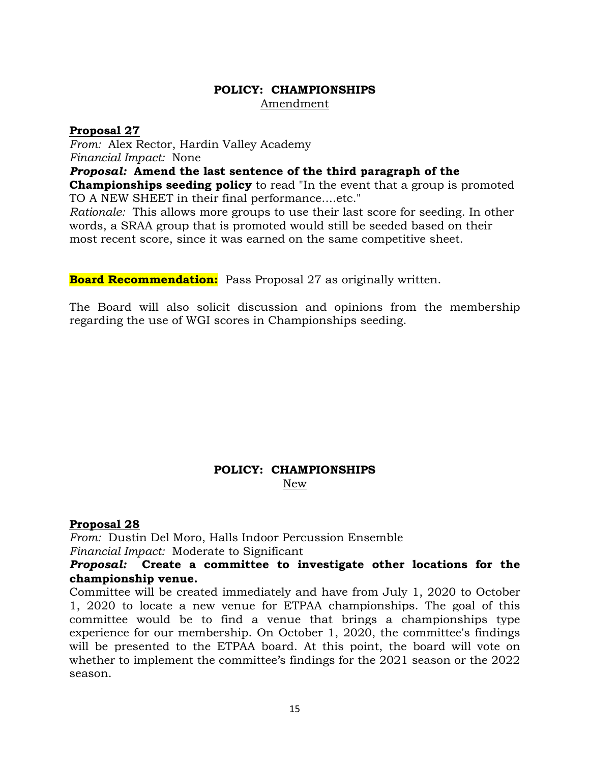## POLICY: CHAMPIONSHIPS

Amendment

**Proposal 27**

*From:* Alex Rector, Hardin Valley Academy

*Financial Impact:* None

***Proposal:*** **Amend the last sentence of the third paragraph of the Championships seeding policy** to read "In the event that a group is promoted TO A NEW SHEET in their final performance....etc."

*Rationale:* This allows more groups to use their last score for seeding. In other words, a SRAA group that is promoted would still be seeded based on their most recent score, since it was earned on the same competitive sheet.

**Board Recommendation:** Pass Proposal 27 as originally written.

The Board will also solicit discussion and opinions from the membership regarding the use of WGI scores in Championships seeding.

## POLICY: CHAMPIONSHIPS

New

**Proposal 28**

*From:* Dustin Del Moro, Halls Indoor Percussion Ensemble

*Financial Impact:* Moderate to Significant

***Proposal:*** **Create a committee to investigate other locations for the championship venue.**

Committee will be created immediately and have from July 1, 2020 to October 1, 2020 to locate a new venue for ETPAA championships. The goal of this committee would be to find a venue that brings a championships type experience for our membership. On October 1, 2020, the committee's findings will be presented to the ETPAA board. At this point, the board will vote on whether to implement the committee's findings for the 2021 season or the 2022 season.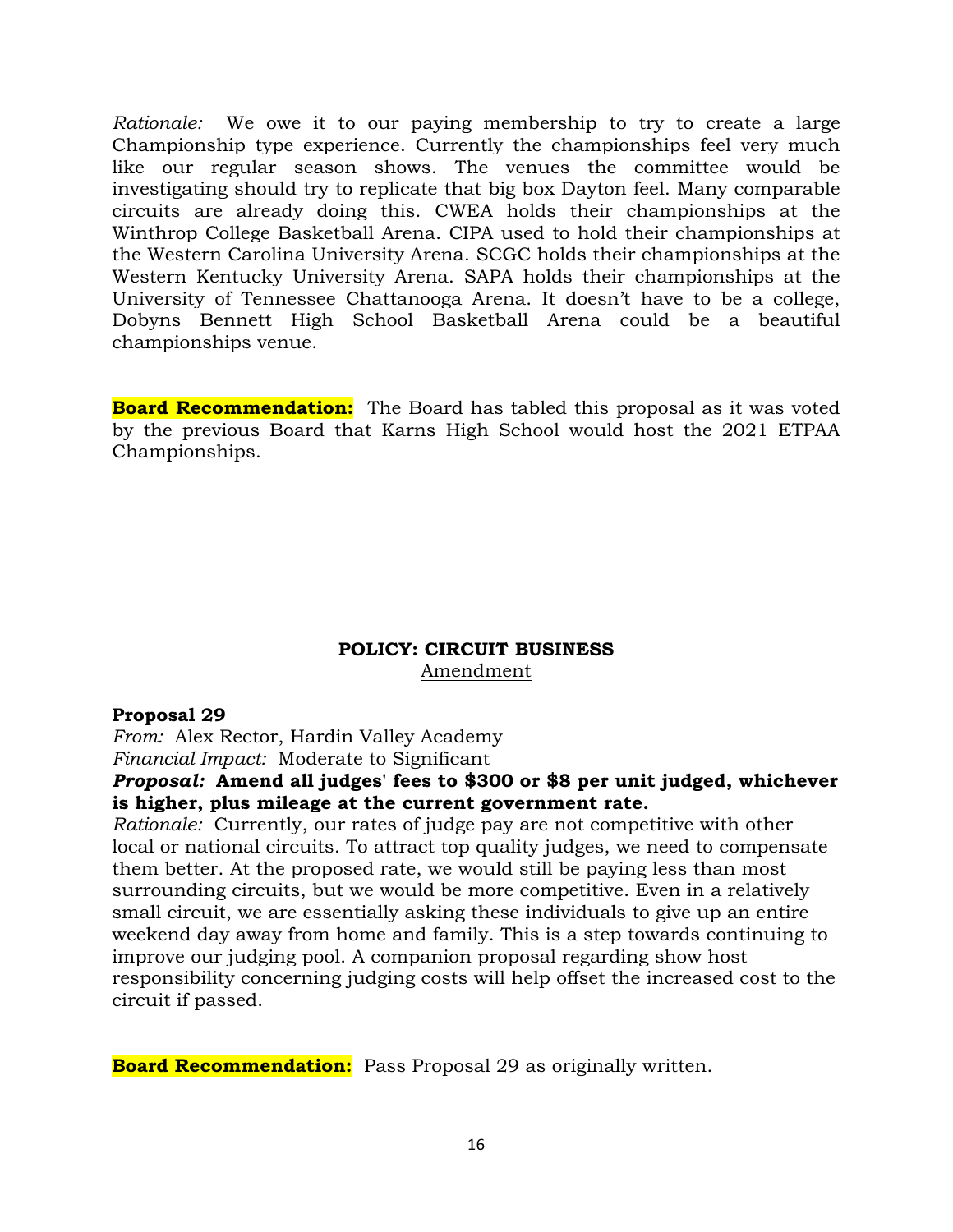*Rationale:* We owe it to our paying membership to try to create a large Championship type experience. Currently the championships feel very much like our regular season shows. The venues the committee would be investigating should try to replicate that big box Dayton feel. Many comparable circuits are already doing this. CWEA holds their championships at the Winthrop College Basketball Arena. CIPA used to hold their championships at the Western Carolina University Arena. SCGC holds their championships at the Western Kentucky University Arena. SAPA holds their championships at the University of Tennessee Chattanooga Arena. It doesn't have to be a college, Dobyns Bennett High School Basketball Arena could be a beautiful championships venue.

**Board Recommendation:** The Board has tabled this proposal as it was voted by the previous Board that Karns High School would host the 2021 ETPAA Championships.

**POLICY: CIRCUIT BUSINESS**
Amendment

**Proposal 29**
*From:* Alex Rector, Hardin Valley Academy
*Financial Impact:* Moderate to Significant
***Proposal:*** **Amend all judges' fees to $300 or $8 per unit judged, whichever is higher, plus mileage at the current government rate.**
*Rationale:* Currently, our rates of judge pay are not competitive with other local or national circuits. To attract top quality judges, we need to compensate them better. At the proposed rate, we would still be paying less than most surrounding circuits, but we would be more competitive. Even in a relatively small circuit, we are essentially asking these individuals to give up an entire weekend day away from home and family. This is a step towards continuing to improve our judging pool. A companion proposal regarding show host responsibility concerning judging costs will help offset the increased cost to the circuit if passed.

**Board Recommendation:** Pass Proposal 29 as originally written.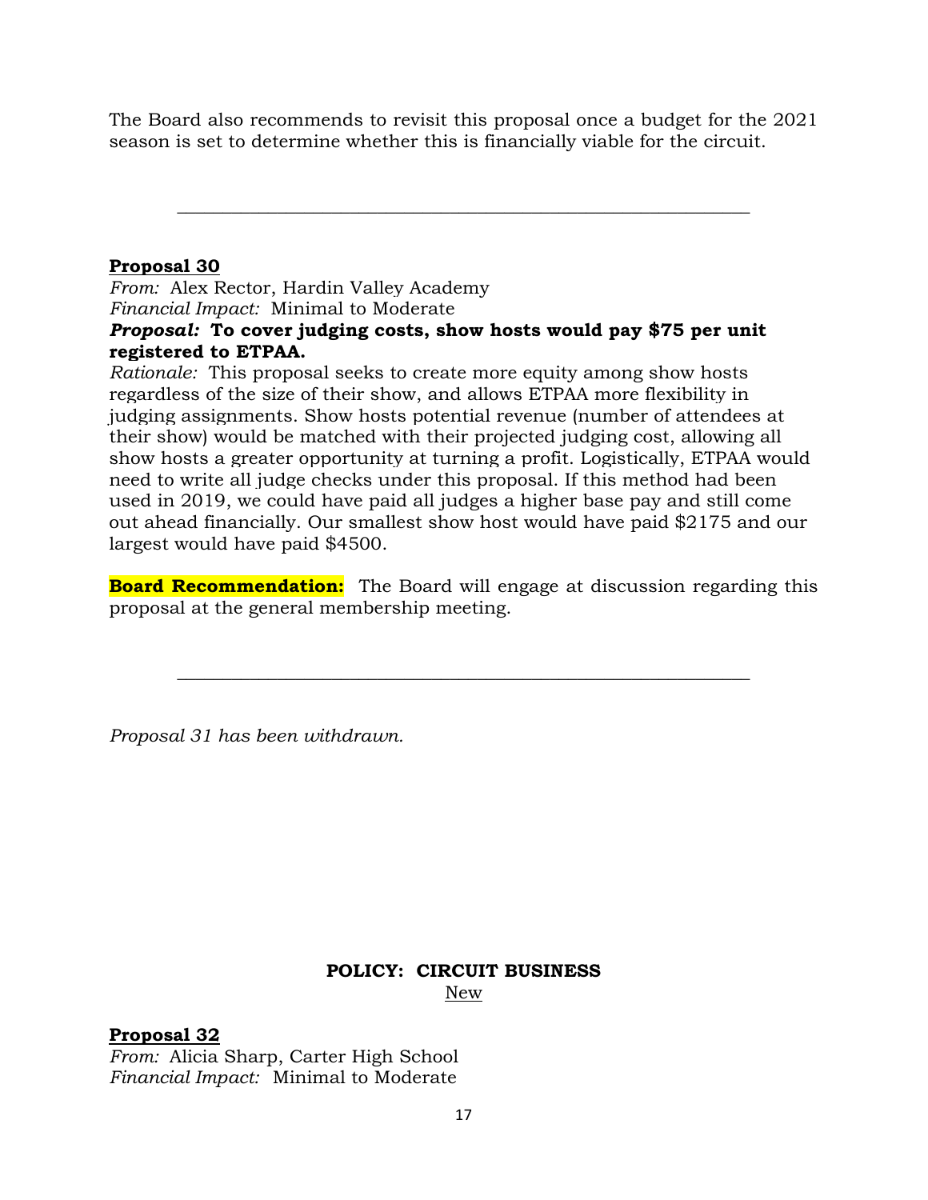The Board also recommends to revisit this proposal once a budget for the 2021 season is set to determine whether this is financially viable for the circuit.

---

**Proposal 30**

*From:* Alex Rector, Hardin Valley Academy
*Financial Impact:* Minimal to Moderate
***Proposal:* To cover judging costs, show hosts would pay $75 per unit registered to ETPAA.**
*Rationale:* This proposal seeks to create more equity among show hosts regardless of the size of their show, and allows ETPAA more flexibility in judging assignments. Show hosts potential revenue (number of attendees at their show) would be matched with their projected judging cost, allowing all show hosts a greater opportunity at turning a profit. Logistically, ETPAA would need to write all judge checks under this proposal. If this method had been used in 2019, we could have paid all judges a higher base pay and still come out ahead financially. Our smallest show host would have paid $2175 and our largest would have paid $4500.

**Board Recommendation:** The Board will engage at discussion regarding this proposal at the general membership meeting.

---

*Proposal 31 has been withdrawn.*

## POLICY: CIRCUIT BUSINESS

New

**Proposal 32**

*From:* Alicia Sharp, Carter High School
*Financial Impact:* Minimal to Moderate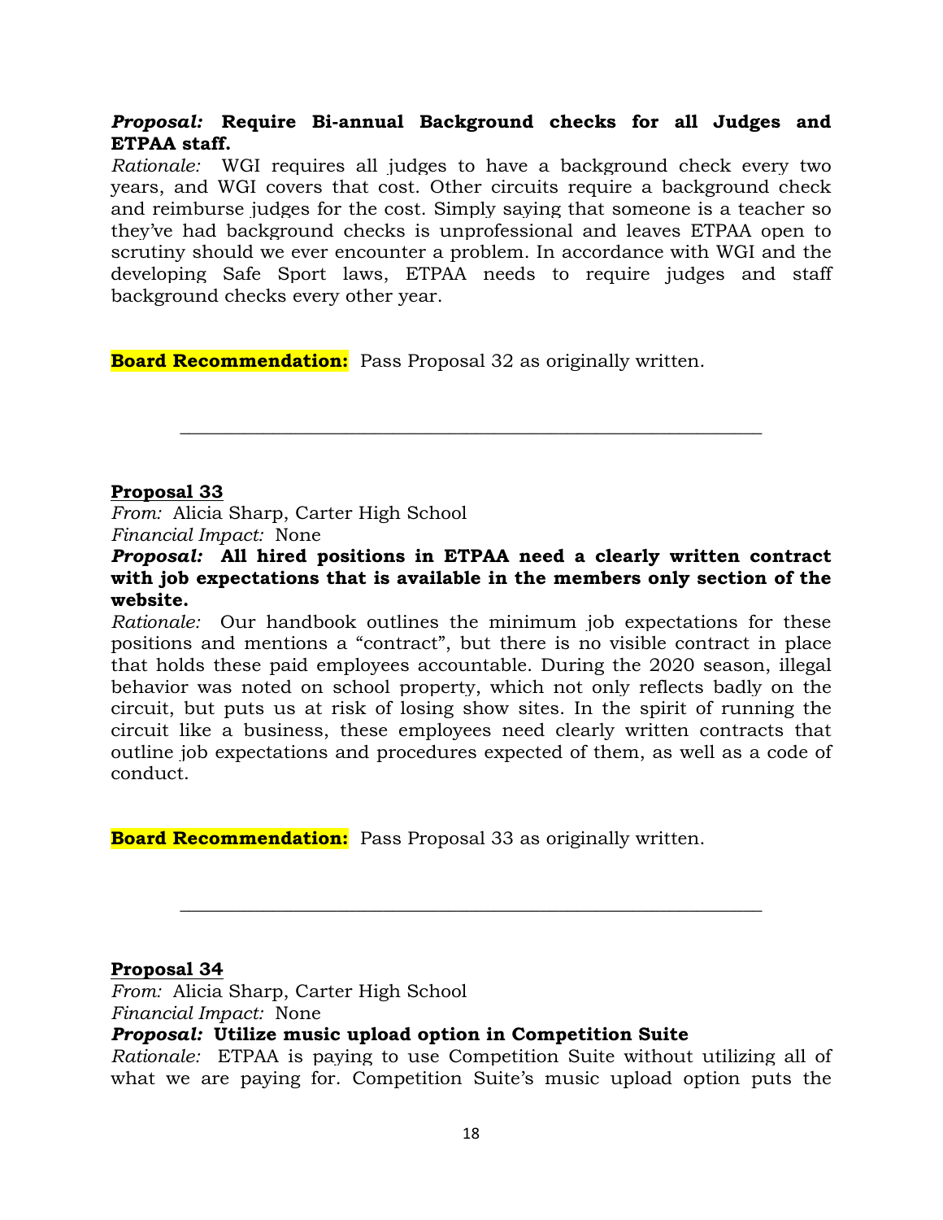***Proposal:*** **Require Bi-annual Background checks for all Judges and ETPAA staff.**

*Rationale:* WGI requires all judges to have a background check every two years, and WGI covers that cost. Other circuits require a background check and reimburse judges for the cost. Simply saying that someone is a teacher so they've had background checks is unprofessional and leaves ETPAA open to scrutiny should we ever encounter a problem. In accordance with WGI and the developing Safe Sport laws, ETPAA needs to require judges and staff background checks every other year.

**Board Recommendation:** Pass Proposal 32 as originally written.

---

**Proposal 33**

*From:* Alicia Sharp, Carter High School

*Financial Impact:* None

***Proposal:*** **All hired positions in ETPAA need a clearly written contract with job expectations that is available in the members only section of the website.**

*Rationale:* Our handbook outlines the minimum job expectations for these positions and mentions a "contract", but there is no visible contract in place that holds these paid employees accountable. During the 2020 season, illegal behavior was noted on school property, which not only reflects badly on the circuit, but puts us at risk of losing show sites. In the spirit of running the circuit like a business, these employees need clearly written contracts that outline job expectations and procedures expected of them, as well as a code of conduct.

**Board Recommendation:** Pass Proposal 33 as originally written.

---

**Proposal 34**

*From:* Alicia Sharp, Carter High School

*Financial Impact:* None

***Proposal:*** **Utilize music upload option in Competition Suite**

*Rationale:* ETPAA is paying to use Competition Suite without utilizing all of what we are paying for. Competition Suite's music upload option puts the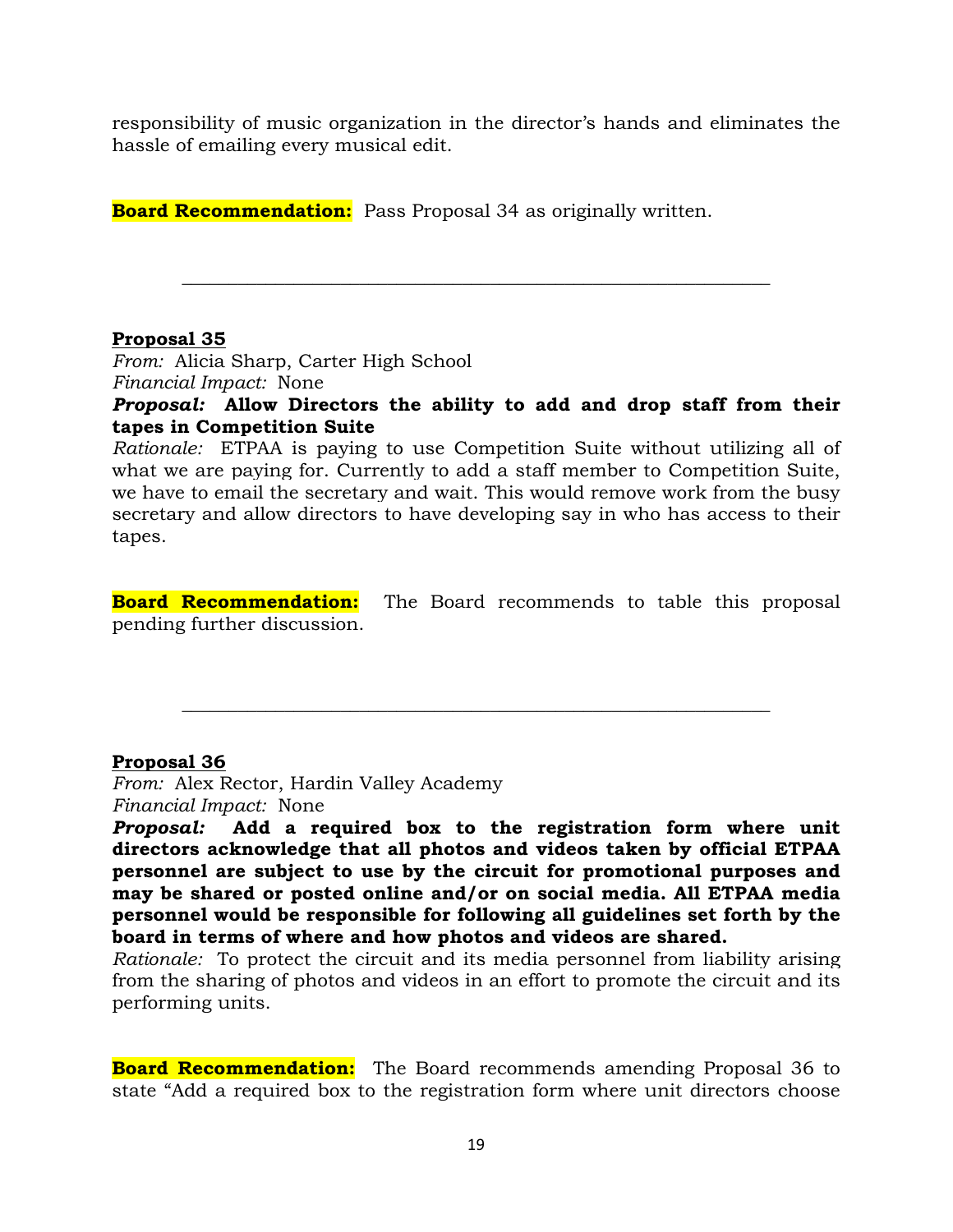responsibility of music organization in the director's hands and eliminates the hassle of emailing every musical edit.

**Board Recommendation:** Pass Proposal 34 as originally written.

---

**Proposal 35**

*From:* Alicia Sharp, Carter High School

*Financial Impact:* None

***Proposal:*** **Allow Directors the ability to add and drop staff from their tapes in Competition Suite**

*Rationale:* ETPAA is paying to use Competition Suite without utilizing all of what we are paying for. Currently to add a staff member to Competition Suite, we have to email the secretary and wait. This would remove work from the busy secretary and allow directors to have developing say in who has access to their tapes.

**Board Recommendation:** The Board recommends to table this proposal pending further discussion.

---

**Proposal 36**

*From:* Alex Rector, Hardin Valley Academy

*Financial Impact:* None

***Proposal:*** **Add a required box to the registration form where unit directors acknowledge that all photos and videos taken by official ETPAA personnel are subject to use by the circuit for promotional purposes and may be shared or posted online and/or on social media. All ETPAA media personnel would be responsible for following all guidelines set forth by the board in terms of where and how photos and videos are shared.**

*Rationale:* To protect the circuit and its media personnel from liability arising from the sharing of photos and videos in an effort to promote the circuit and its performing units.

**Board Recommendation:** The Board recommends amending Proposal 36 to state "Add a required box to the registration form where unit directors choose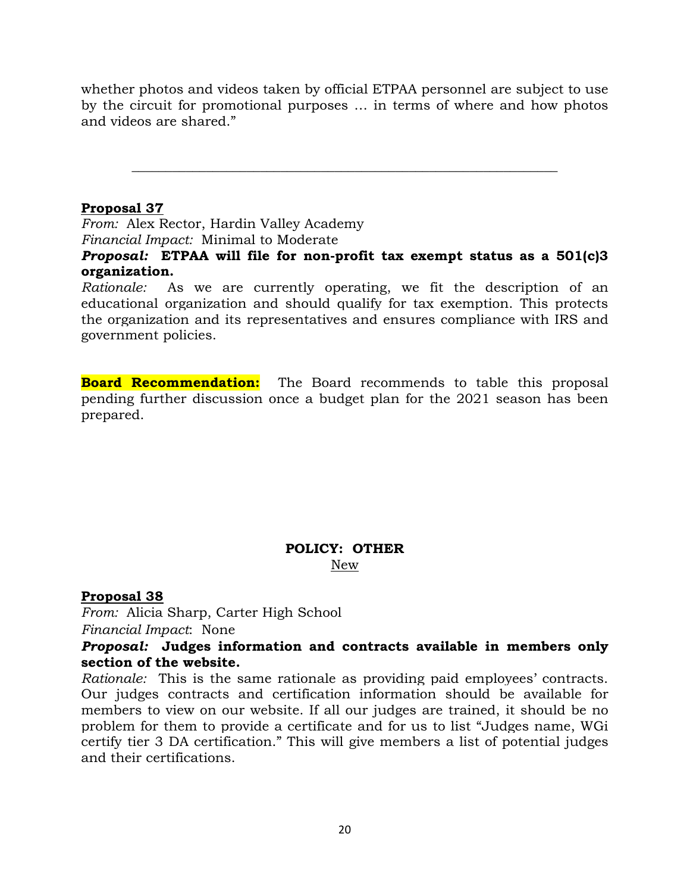whether photos and videos taken by official ETPAA personnel are subject to use by the circuit for promotional purposes … in terms of where and how photos and videos are shared."

---

**Proposal 37**

*From:* Alex Rector, Hardin Valley Academy

*Financial Impact:* Minimal to Moderate

***Proposal:*** **ETPAA will file for non-profit tax exempt status as a 501(c)3 organization.**

*Rationale:* As we are currently operating, we fit the description of an educational organization and should qualify for tax exemption. This protects the organization and its representatives and ensures compliance with IRS and government policies.

**Board Recommendation:** The Board recommends to table this proposal pending further discussion once a budget plan for the 2021 season has been prepared.

## POLICY: OTHER

New

**Proposal 38**

*From:* Alicia Sharp, Carter High School

*Financial Impact*: None

***Proposal:*** **Judges information and contracts available in members only section of the website.**

*Rationale:* This is the same rationale as providing paid employees' contracts. Our judges contracts and certification information should be available for members to view on our website. If all our judges are trained, it should be no problem for them to provide a certificate and for us to list "Judges name, WGi certify tier 3 DA certification." This will give members a list of potential judges and their certifications.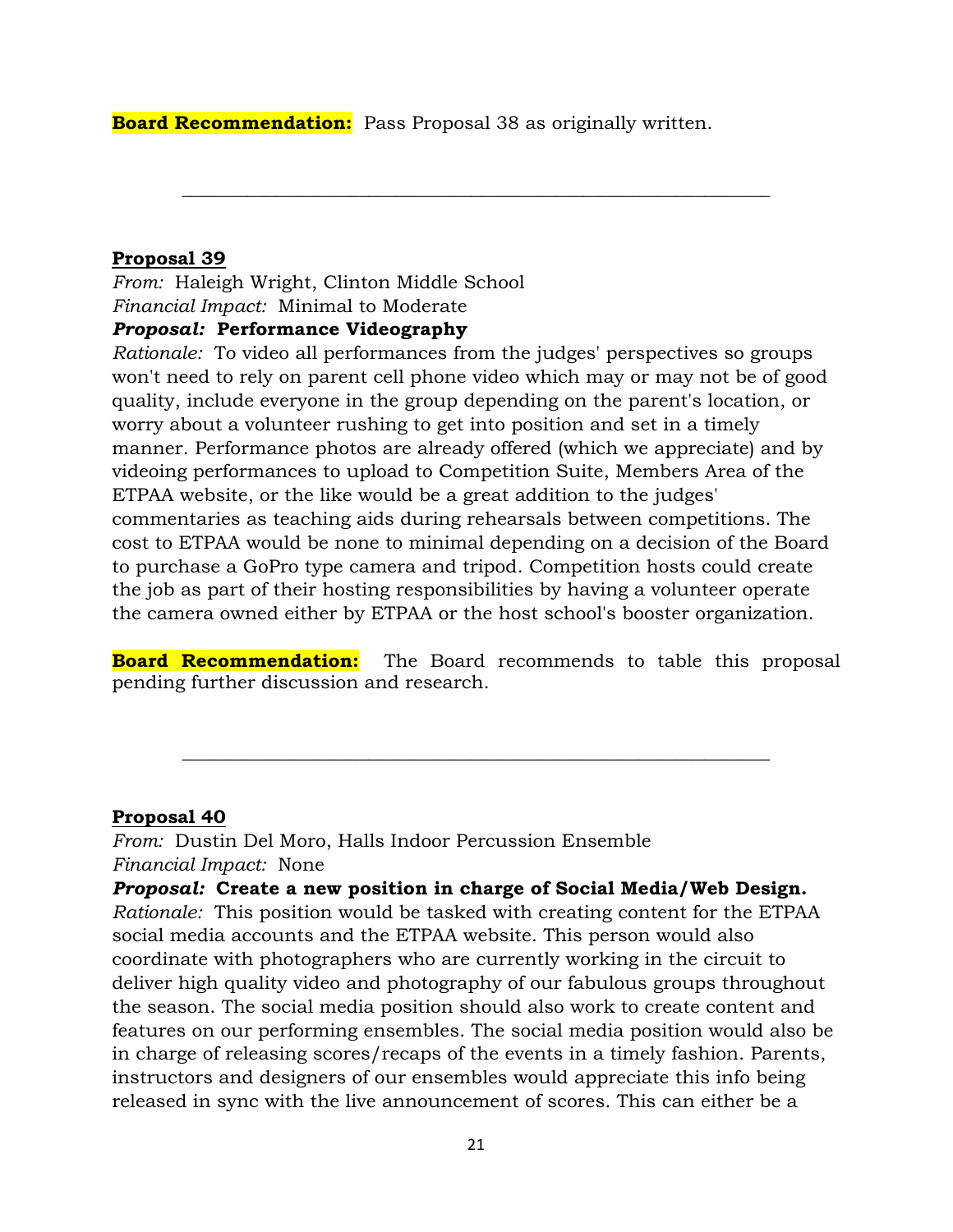**Board Recommendation:** Pass Proposal 38 as originally written.

---

**Proposal 39**

*From:* Haleigh Wright, Clinton Middle School
*Financial Impact:* Minimal to Moderate
***Proposal:*** **Performance Videography**
*Rationale:* To video all performances from the judges' perspectives so groups won't need to rely on parent cell phone video which may or may not be of good quality, include everyone in the group depending on the parent's location, or worry about a volunteer rushing to get into position and set in a timely manner. Performance photos are already offered (which we appreciate) and by videoing performances to upload to Competition Suite, Members Area of the ETPAA website, or the like would be a great addition to the judges' commentaries as teaching aids during rehearsals between competitions. The cost to ETPAA would be none to minimal depending on a decision of the Board to purchase a GoPro type camera and tripod. Competition hosts could create the job as part of their hosting responsibilities by having a volunteer operate the camera owned either by ETPAA or the host school's booster organization.

**Board Recommendation:** The Board recommends to table this proposal pending further discussion and research.

---

**Proposal 40**

*From:* Dustin Del Moro, Halls Indoor Percussion Ensemble
*Financial Impact:* None
***Proposal:*** **Create a new position in charge of Social Media/Web Design.**
*Rationale:* This position would be tasked with creating content for the ETPAA social media accounts and the ETPAA website. This person would also coordinate with photographers who are currently working in the circuit to deliver high quality video and photography of our fabulous groups throughout the season. The social media position should also work to create content and features on our performing ensembles. The social media position would also be in charge of releasing scores/recaps of the events in a timely fashion. Parents, instructors and designers of our ensembles would appreciate this info being released in sync with the live announcement of scores. This can either be a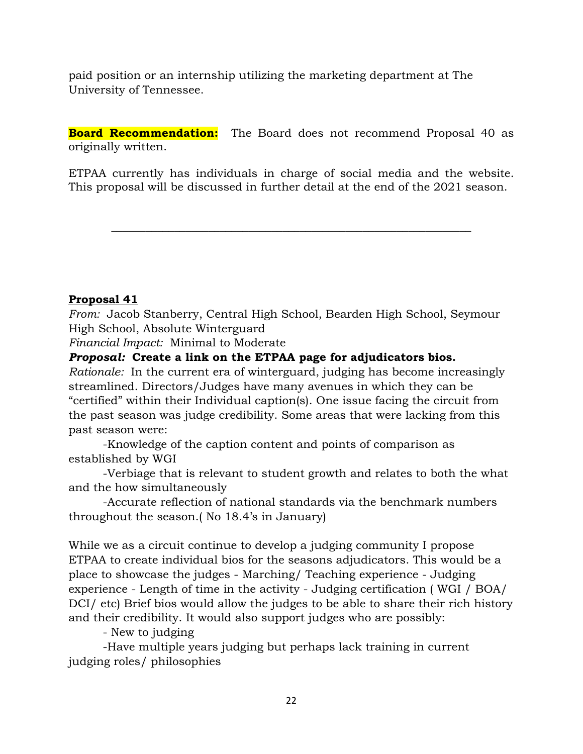paid position or an internship utilizing the marketing department at The University of Tennessee.

**Board Recommendation:** The Board does not recommend Proposal 40 as originally written.

ETPAA currently has individuals in charge of social media and the website. This proposal will be discussed in further detail at the end of the 2021 season.

---

**Proposal 41**

*From:* Jacob Stanberry, Central High School, Bearden High School, Seymour High School, Absolute Winterguard

*Financial Impact:* Minimal to Moderate

***Proposal:*** **Create a link on the ETPAA page for adjudicators bios.**

*Rationale:* In the current era of winterguard, judging has become increasingly streamlined. Directors/Judges have many avenues in which they can be "certified" within their Individual caption(s). One issue facing the circuit from the past season was judge credibility. Some areas that were lacking from this past season were:

-Knowledge of the caption content and points of comparison as established by WGI

-Verbiage that is relevant to student growth and relates to both the what and the how simultaneously

-Accurate reflection of national standards via the benchmark numbers throughout the season.( No 18.4's in January)

While we as a circuit continue to develop a judging community I propose ETPAA to create individual bios for the seasons adjudicators. This would be a place to showcase the judges - Marching/ Teaching experience - Judging experience - Length of time in the activity - Judging certification ( WGI / BOA/ DCI/ etc) Brief bios would allow the judges to be able to share their rich history and their credibility. It would also support judges who are possibly:

- New to judging

-Have multiple years judging but perhaps lack training in current judging roles/ philosophies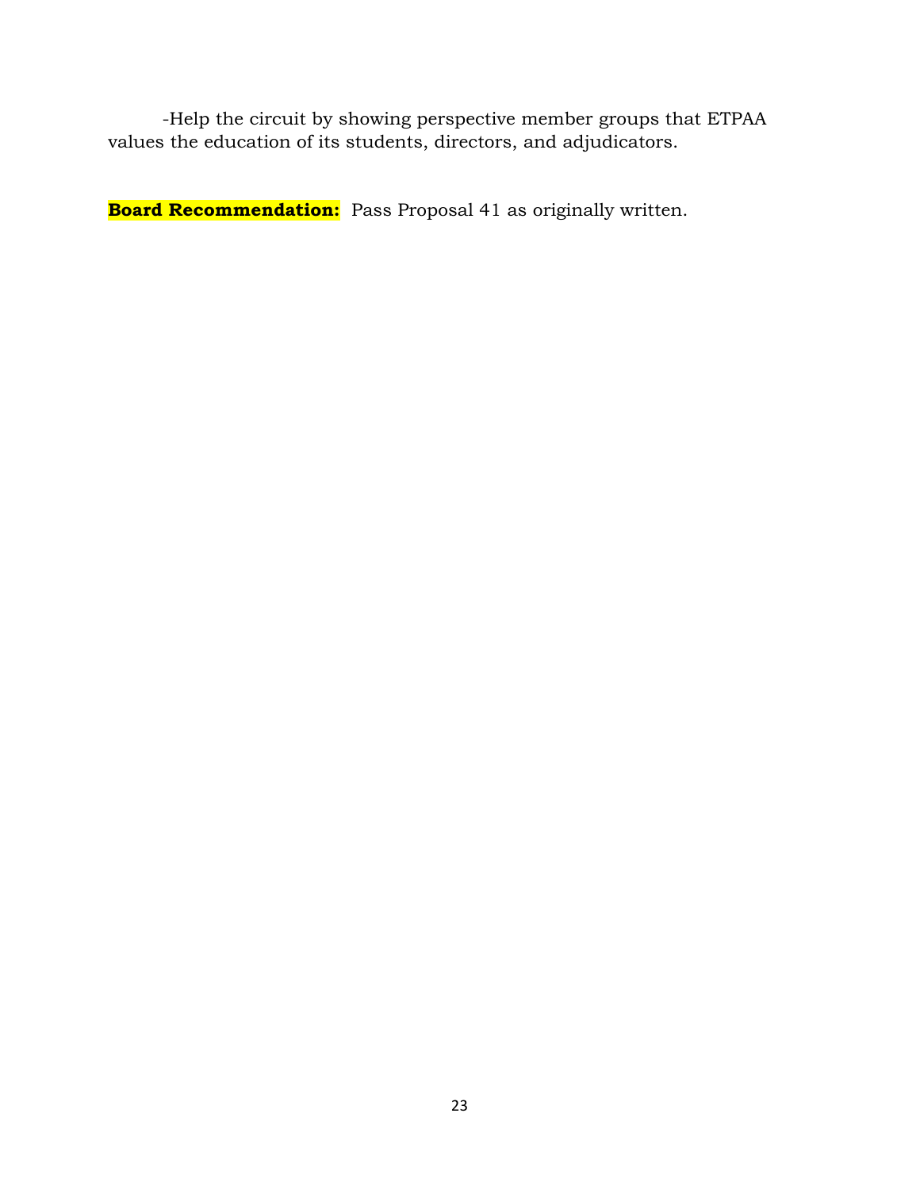-Help the circuit by showing perspective member groups that ETPAA values the education of its students, directors, and adjudicators.

**Board Recommendation:** Pass Proposal 41 as originally written.